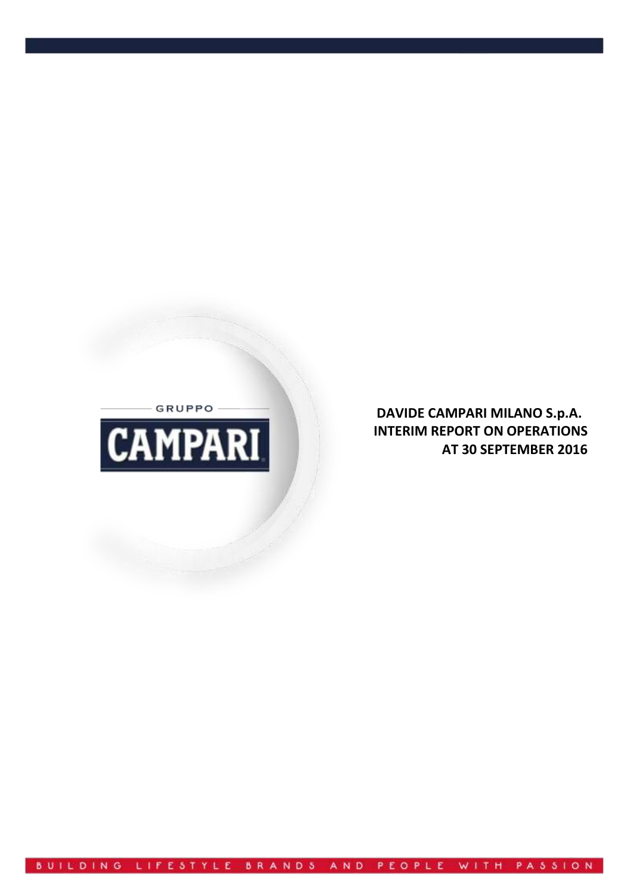GRUPPO

CAMPARI

# DAVIDE CAMPARI MILANO S.p.A. INTERIM REPORT ON OPERATIONS AT 30 SEPTEMBER 2016

BUILDING LIFESTYLE BRANDS AND PEOPLE WITH PASSION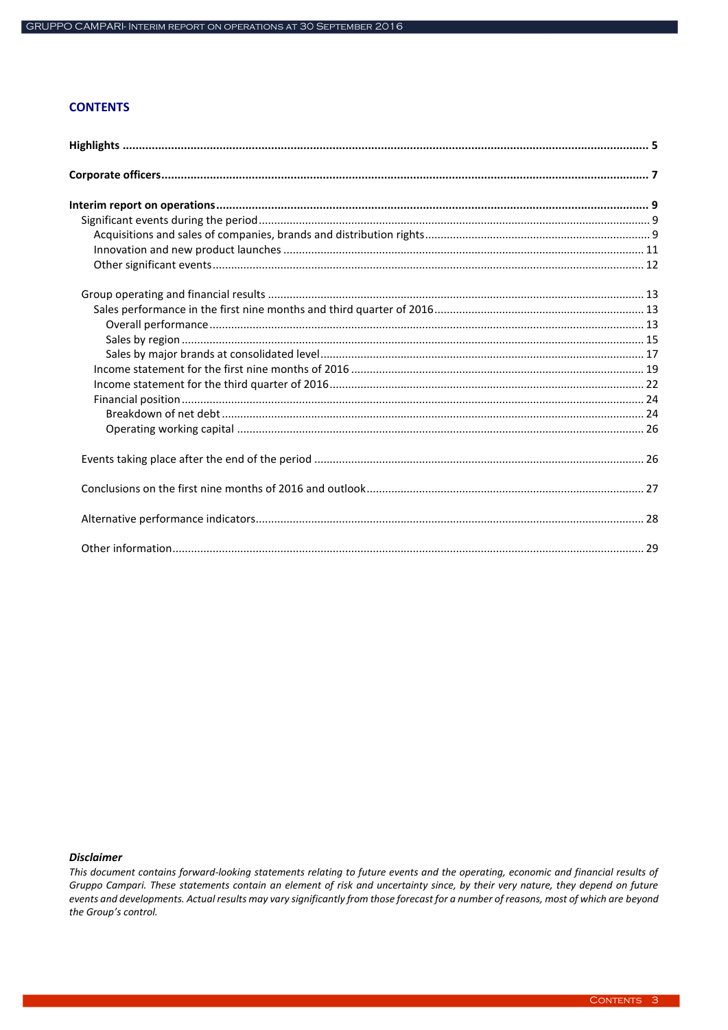# CONTENTS

**Highlights** ........ 5

**Corporate officers** ........ 7

**Interim report on operations** ........ 9

- Significant events during the period ........ 9
  - Acquisitions and sales of companies, brands and distribution rights ........ 9
  - Innovation and new product launches ........ 11
  - Other significant events ........ 12
- Group operating and financial results ........ 13
  - Sales performance in the first nine months and third quarter of 2016 ........ 13
    - Overall performance ........ 13
    - Sales by region ........ 15
    - Sales by major brands at consolidated level ........ 17
  - Income statement for the first nine months of 2016 ........ 19
  - Income statement for the third quarter of 2016 ........ 22
  - Financial position ........ 24
    - Breakdown of net debt ........ 24
    - Operating working capital ........ 26
- Events taking place after the end of the period ........ 26
- Conclusions on the first nine months of 2016 and outlook ........ 27
- Alternative performance indicators ........ 28
- Other information ........ 29

***Disclaimer***

*This document contains forward-looking statements relating to future events and the operating, economic and financial results of Gruppo Campari. These statements contain an element of risk and uncertainty since, by their very nature, they depend on future events and developments. Actual results may vary significantly from those forecast for a number of reasons, most of which are beyond the Group's control.*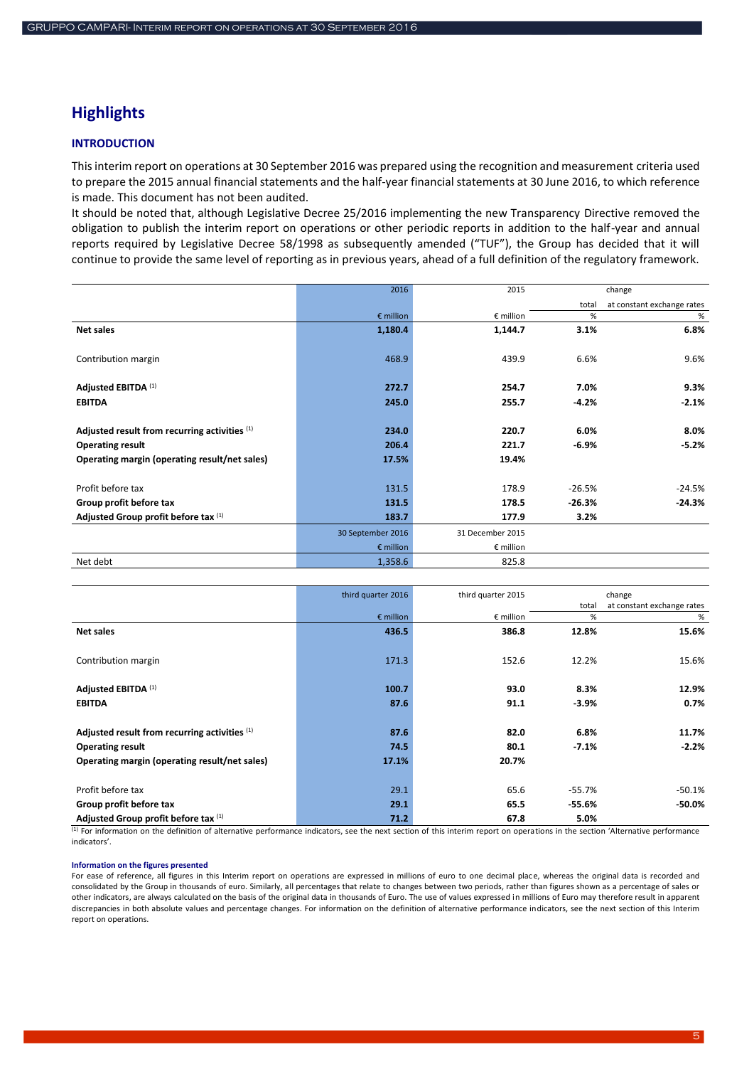## Highlights

### INTRODUCTION

This interim report on operations at 30 September 2016 was prepared using the recognition and measurement criteria used to prepare the 2015 annual financial statements and the half-year financial statements at 30 June 2016, to which reference is made. This document has not been audited.

It should be noted that, although Legislative Decree 25/2016 implementing the new Transparency Directive removed the obligation to publish the interim report on operations or other periodic reports in addition to the half-year and annual reports required by Legislative Decree 58/1998 as subsequently amended ("TUF"), the Group has decided that it will continue to provide the same level of reporting as in previous years, ahead of a full definition of the regulatory framework.

| | 2016 | 2015 | change | |
|---|---|---|---|---|
| | | | total | at constant exchange rates |
| | € million | € million | % | % |
| **Net sales** | **1,180.4** | **1,144.7** | **3.1%** | **6.8%** |
| Contribution margin | 468.9 | 439.9 | 6.6% | 9.6% |
| **Adjusted EBITDA** [(1)] | **272.7** | **254.7** | **7.0%** | **9.3%** |
| **EBITDA** | **245.0** | **255.7** | **-4.2%** | **-2.1%** |
| **Adjusted result from recurring activities** [(1)] | **234.0** | **220.7** | **6.0%** | **8.0%** |
| **Operating result** | **206.4** | **221.7** | **-6.9%** | **-5.2%** |
| **Operating margin (operating result/net sales)** | **17.5%** | **19.4%** | | |
| Profit before tax | 131.5 | 178.9 | -26.5% | -24.5% |
| **Group profit before tax** | **131.5** | **178.5** | **-26.3%** | **-24.3%** |
| **Adjusted Group profit before tax** [(1)] | **183.7** | **177.9** | **3.2%** | |
| | 30 September 2016 | 31 December 2015 | | |
| | € million | € million | | |
| Net debt | 1,358.6 | 825.8 | | |

| | third quarter 2016 | third quarter 2015 | change | |
|---|---|---|---|---|
| | | | total | at constant exchange rates |
| | € million | € million | % | % |
| **Net sales** | **436.5** | **386.8** | **12.8%** | **15.6%** |
| Contribution margin | 171.3 | 152.6 | 12.2% | 15.6% |
| **Adjusted EBITDA** [(1)] | **100.7** | **93.0** | **8.3%** | **12.9%** |
| **EBITDA** | **87.6** | **91.1** | **-3.9%** | **0.7%** |
| **Adjusted result from recurring activities** [(1)] | **87.6** | **82.0** | **6.8%** | **11.7%** |
| **Operating result** | **74.5** | **80.1** | **-7.1%** | **-2.2%** |
| **Operating margin (operating result/net sales)** | **17.1%** | **20.7%** | | |
| Profit before tax | 29.1 | 65.6 | -55.7% | -50.1% |
| **Group profit before tax** | **29.1** | **65.5** | **-55.6%** | **-50.0%** |
| **Adjusted Group profit before tax** [(1)] | **71.2** | **67.8** | **5.0%** | |

[(1)] For information on the definition of alternative performance indicators, see the next section of this interim report on operations in the section 'Alternative performance indicators'.

**Information on the figures presented**

For ease of reference, all figures in this Interim report on operations are expressed in millions of euro to one decimal place, whereas the original data is recorded and consolidated by the Group in thousands of euro. Similarly, all percentages that relate to changes between two periods, rather than figures shown as a percentage of sales or other indicators, are always calculated on the basis of the original data in thousands of Euro. The use of values expressed in millions of Euro may therefore result in apparent discrepancies in both absolute values and percentage changes. For information on the definition of alternative performance indicators, see the next section of this Interim report on operations.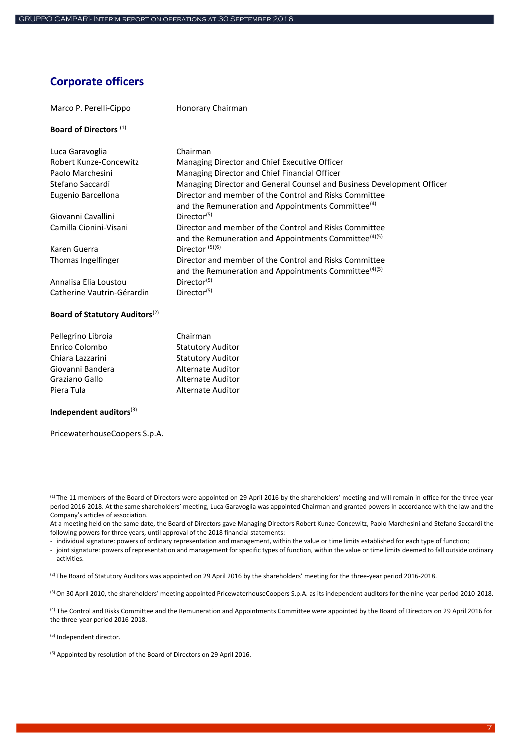## Corporate officers

| | |
|---|---|
| Marco P. Perelli-Cippo | Honorary Chairman |

**Board of Directors** [1]

| | |
|---|---|
| Luca Garavoglia | Chairman |
| Robert Kunze-Concewitz | Managing Director and Chief Executive Officer |
| Paolo Marchesini | Managing Director and Chief Financial Officer |
| Stefano Saccardi | Managing Director and General Counsel and Business Development Officer |
| Eugenio Barcellona | Director and member of the Control and Risks Committee and the Remuneration and Appointments Committee[4] |
| Giovanni Cavallini | Director[5] |
| Camilla Cionini-Visani | Director and member of the Control and Risks Committee and the Remuneration and Appointments Committee[4][5] |
| Karen Guerra | Director [5][6] |
| Thomas Ingelfinger | Director and member of the Control and Risks Committee and the Remuneration and Appointments Committee[4][5] |
| Annalisa Elia Loustou | Director[5] |
| Catherine Vautrin-Gérardin | Director[5] |

**Board of Statutory Auditors**[2]

| | |
|---|---|
| Pellegrino Libroia | Chairman |
| Enrico Colombo | Statutory Auditor |
| Chiara Lazzarini | Statutory Auditor |
| Giovanni Bandera | Alternate Auditor |
| Graziano Gallo | Alternate Auditor |
| Piera Tula | Alternate Auditor |

**Independent auditors**[3]

PricewaterhouseCoopers S.p.A.

[1] The 11 members of the Board of Directors were appointed on 29 April 2016 by the shareholders' meeting and will remain in office for the three-year period 2016-2018. At the same shareholders' meeting, Luca Garavoglia was appointed Chairman and granted powers in accordance with the law and the Company's articles of association.
At a meeting held on the same date, the Board of Directors gave Managing Directors Robert Kunze-Concewitz, Paolo Marchesini and Stefano Saccardi the following powers for three years, until approval of the 2018 financial statements:
- individual signature: powers of ordinary representation and management, within the value or time limits established for each type of function;
- joint signature: powers of representation and management for specific types of function, within the value or time limits deemed to fall outside ordinary activities.

[2] The Board of Statutory Auditors was appointed on 29 April 2016 by the shareholders' meeting for the three-year period 2016-2018.

[3] On 30 April 2010, the shareholders' meeting appointed PricewaterhouseCoopers S.p.A. as its independent auditors for the nine-year period 2010-2018.

[4] The Control and Risks Committee and the Remuneration and Appointments Committee were appointed by the Board of Directors on 29 April 2016 for the three-year period 2016-2018.

[5] Independent director.

[6] Appointed by resolution of the Board of Directors on 29 April 2016.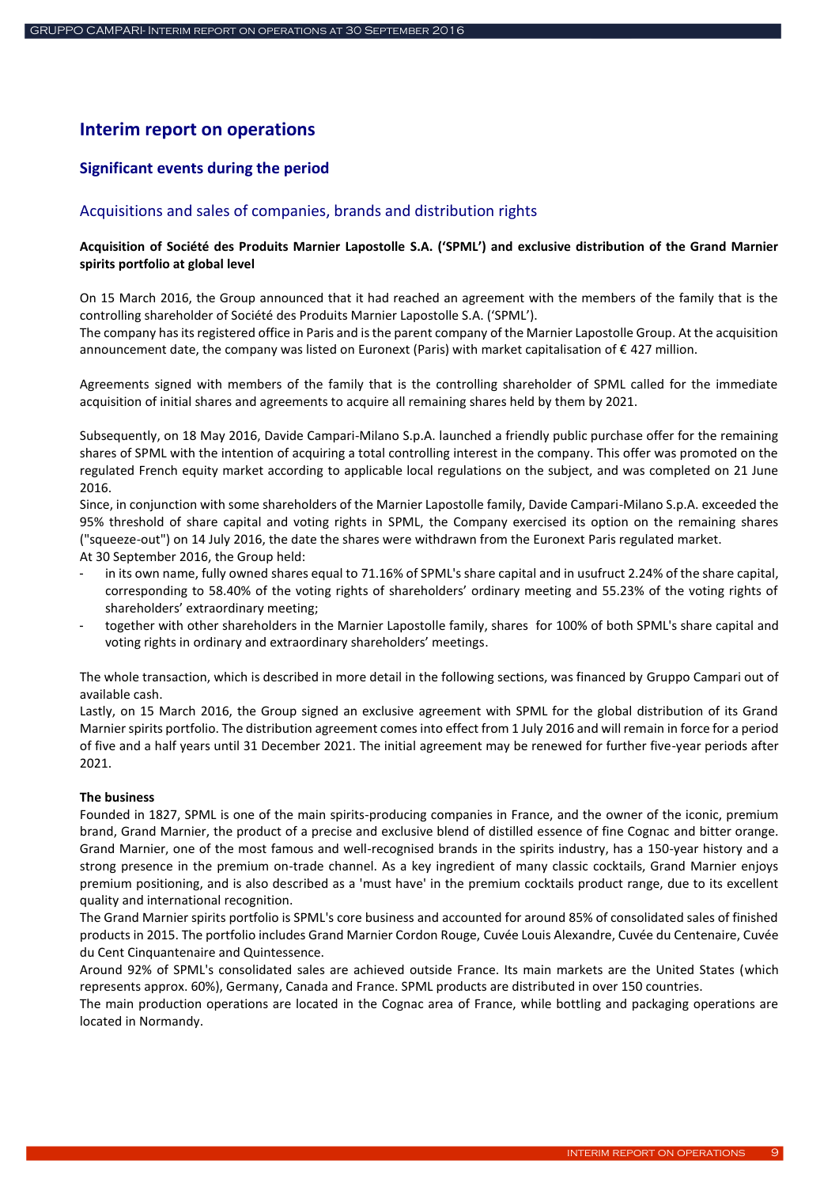# Interim report on operations

## Significant events during the period

### Acquisitions and sales of companies, brands and distribution rights

**Acquisition of Société des Produits Marnier Lapostolle S.A. ('SPML') and exclusive distribution of the Grand Marnier spirits portfolio at global level**

On 15 March 2016, the Group announced that it had reached an agreement with the members of the family that is the controlling shareholder of Société des Produits Marnier Lapostolle S.A. ('SPML').
The company has its registered office in Paris and is the parent company of the Marnier Lapostolle Group. At the acquisition announcement date, the company was listed on Euronext (Paris) with market capitalisation of € 427 million.

Agreements signed with members of the family that is the controlling shareholder of SPML called for the immediate acquisition of initial shares and agreements to acquire all remaining shares held by them by 2021.

Subsequently, on 18 May 2016, Davide Campari-Milano S.p.A. launched a friendly public purchase offer for the remaining shares of SPML with the intention of acquiring a total controlling interest in the company. This offer was promoted on the regulated French equity market according to applicable local regulations on the subject, and was completed on 21 June 2016.
Since, in conjunction with some shareholders of the Marnier Lapostolle family, Davide Campari-Milano S.p.A. exceeded the 95% threshold of share capital and voting rights in SPML, the Company exercised its option on the remaining shares ("squeeze-out") on 14 July 2016, the date the shares were withdrawn from the Euronext Paris regulated market.
At 30 September 2016, the Group held:

- in its own name, fully owned shares equal to 71.16% of SPML's share capital and in usufruct 2.24% of the share capital, corresponding to 58.40% of the voting rights of shareholders' ordinary meeting and 55.23% of the voting rights of shareholders' extraordinary meeting;
- together with other shareholders in the Marnier Lapostolle family, shares for 100% of both SPML's share capital and voting rights in ordinary and extraordinary shareholders' meetings.

The whole transaction, which is described in more detail in the following sections, was financed by Gruppo Campari out of available cash.
Lastly, on 15 March 2016, the Group signed an exclusive agreement with SPML for the global distribution of its Grand Marnier spirits portfolio. The distribution agreement comes into effect from 1 July 2016 and will remain in force for a period of five and a half years until 31 December 2021. The initial agreement may be renewed for further five-year periods after 2021.

**The business**

Founded in 1827, SPML is one of the main spirits-producing companies in France, and the owner of the iconic, premium brand, Grand Marnier, the product of a precise and exclusive blend of distilled essence of fine Cognac and bitter orange. Grand Marnier, one of the most famous and well-recognised brands in the spirits industry, has a 150-year history and a strong presence in the premium on-trade channel. As a key ingredient of many classic cocktails, Grand Marnier enjoys premium positioning, and is also described as a 'must have' in the premium cocktails product range, due to its excellent quality and international recognition.
The Grand Marnier spirits portfolio is SPML's core business and accounted for around 85% of consolidated sales of finished products in 2015. The portfolio includes Grand Marnier Cordon Rouge, Cuvée Louis Alexandre, Cuvée du Centenaire, Cuvée du Cent Cinquantenaire and Quintessence.
Around 92% of SPML's consolidated sales are achieved outside France. Its main markets are the United States (which represents approx. 60%), Germany, Canada and France. SPML products are distributed in over 150 countries.
The main production operations are located in the Cognac area of France, while bottling and packaging operations are located in Normandy.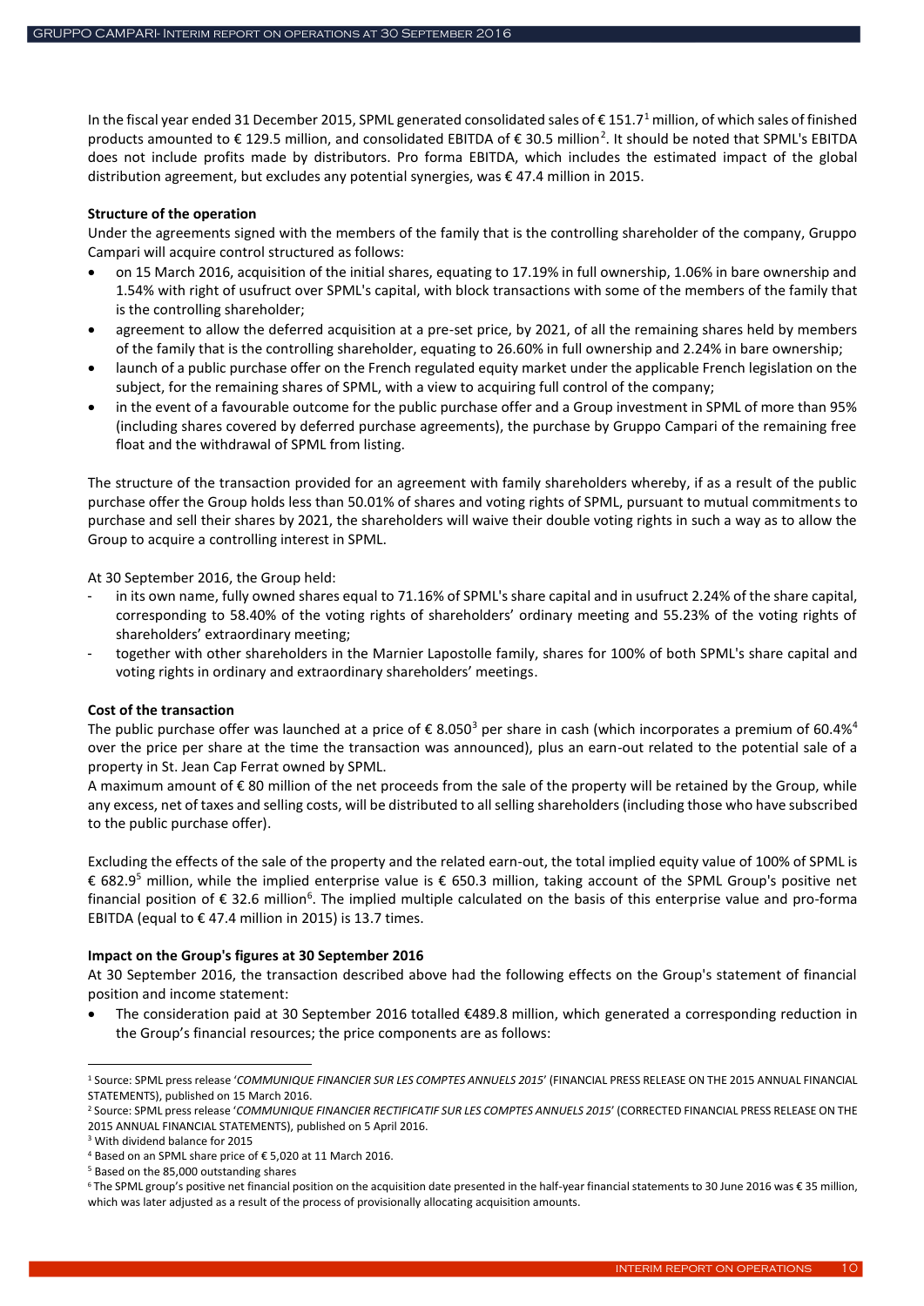In the fiscal year ended 31 December 2015, SPML generated consolidated sales of € 151.7[1] million, of which sales of finished products amounted to € 129.5 million, and consolidated EBITDA of € 30.5 million[2]. It should be noted that SPML's EBITDA does not include profits made by distributors. Pro forma EBITDA, which includes the estimated impact of the global distribution agreement, but excludes any potential synergies, was € 47.4 million in 2015.

**Structure of the operation**

Under the agreements signed with the members of the family that is the controlling shareholder of the company, Gruppo Campari will acquire control structured as follows:

- on 15 March 2016, acquisition of the initial shares, equating to 17.19% in full ownership, 1.06% in bare ownership and 1.54% with right of usufruct over SPML's capital, with block transactions with some of the members of the family that is the controlling shareholder;
- agreement to allow the deferred acquisition at a pre-set price, by 2021, of all the remaining shares held by members of the family that is the controlling shareholder, equating to 26.60% in full ownership and 2.24% in bare ownership;
- launch of a public purchase offer on the French regulated equity market under the applicable French legislation on the subject, for the remaining shares of SPML, with a view to acquiring full control of the company;
- in the event of a favourable outcome for the public purchase offer and a Group investment in SPML of more than 95% (including shares covered by deferred purchase agreements), the purchase by Gruppo Campari of the remaining free float and the withdrawal of SPML from listing.

The structure of the transaction provided for an agreement with family shareholders whereby, if as a result of the public purchase offer the Group holds less than 50.01% of shares and voting rights of SPML, pursuant to mutual commitments to purchase and sell their shares by 2021, the shareholders will waive their double voting rights in such a way as to allow the Group to acquire a controlling interest in SPML.

At 30 September 2016, the Group held:

- in its own name, fully owned shares equal to 71.16% of SPML's share capital and in usufruct 2.24% of the share capital, corresponding to 58.40% of the voting rights of shareholders' ordinary meeting and 55.23% of the voting rights of shareholders' extraordinary meeting;
- together with other shareholders in the Marnier Lapostolle family, shares for 100% of both SPML's share capital and voting rights in ordinary and extraordinary shareholders' meetings.

**Cost of the transaction**

The public purchase offer was launched at a price of € 8.050[3] per share in cash (which incorporates a premium of 60.4%[4] over the price per share at the time the transaction was announced), plus an earn-out related to the potential sale of a property in St. Jean Cap Ferrat owned by SPML.

A maximum amount of € 80 million of the net proceeds from the sale of the property will be retained by the Group, while any excess, net of taxes and selling costs, will be distributed to all selling shareholders (including those who have subscribed to the public purchase offer).

Excluding the effects of the sale of the property and the related earn-out, the total implied equity value of 100% of SPML is € 682.9[5] million, while the implied enterprise value is € 650.3 million, taking account of the SPML Group's positive net financial position of € 32.6 million[6]. The implied multiple calculated on the basis of this enterprise value and pro-forma EBITDA (equal to € 47.4 million in 2015) is 13.7 times.

**Impact on the Group's figures at 30 September 2016**

At 30 September 2016, the transaction described above had the following effects on the Group's statement of financial position and income statement:

- The consideration paid at 30 September 2016 totalled €489.8 million, which generated a corresponding reduction in the Group's financial resources; the price components are as follows:

---

[1] Source: SPML press release '*COMMUNIQUE FINANCIER SUR LES COMPTES ANNUELS 2015*' (FINANCIAL PRESS RELEASE ON THE 2015 ANNUAL FINANCIAL STATEMENTS), published on 15 March 2016.

[2] Source: SPML press release '*COMMUNIQUE FINANCIER RECTIFICATIF SUR LES COMPTES ANNUELS 2015*' (CORRECTED FINANCIAL PRESS RELEASE ON THE 2015 ANNUAL FINANCIAL STATEMENTS), published on 5 April 2016.

[3] With dividend balance for 2015

[4] Based on an SPML share price of € 5,020 at 11 March 2016.

[5] Based on the 85,000 outstanding shares

[6] The SPML group's positive net financial position on the acquisition date presented in the half-year financial statements to 30 June 2016 was € 35 million, which was later adjusted as a result of the process of provisionally allocating acquisition amounts.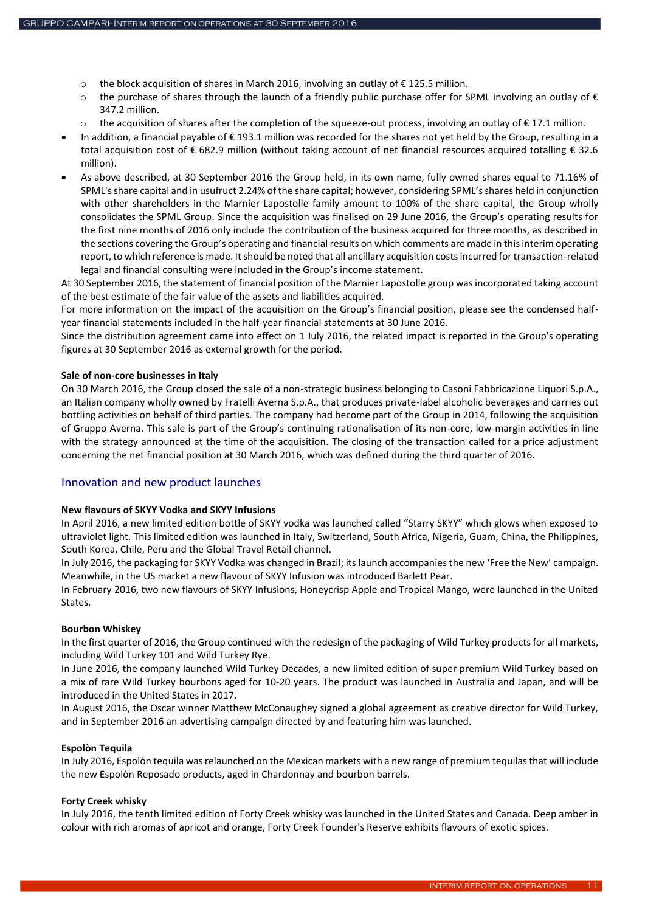- the block acquisition of shares in March 2016, involving an outlay of € 125.5 million.
    - the purchase of shares through the launch of a friendly public purchase offer for SPML involving an outlay of € 347.2 million.
    - the acquisition of shares after the completion of the squeeze-out process, involving an outlay of € 17.1 million.
- In addition, a financial payable of € 193.1 million was recorded for the shares not yet held by the Group, resulting in a total acquisition cost of € 682.9 million (without taking account of net financial resources acquired totalling € 32.6 million).
- As above described, at 30 September 2016 the Group held, in its own name, fully owned shares equal to 71.16% of SPML's share capital and in usufruct 2.24% of the share capital; however, considering SPML's shares held in conjunction with other shareholders in the Marnier Lapostolle family amount to 100% of the share capital, the Group wholly consolidates the SPML Group. Since the acquisition was finalised on 29 June 2016, the Group's operating results for the first nine months of 2016 only include the contribution of the business acquired for three months, as described in the sections covering the Group's operating and financial results on which comments are made in this interim operating report, to which reference is made. It should be noted that all ancillary acquisition costs incurred for transaction-related legal and financial consulting were included in the Group's income statement.

At 30 September 2016, the statement of financial position of the Marnier Lapostolle group was incorporated taking account of the best estimate of the fair value of the assets and liabilities acquired.

For more information on the impact of the acquisition on the Group's financial position, please see the condensed half-year financial statements included in the half-year financial statements at 30 June 2016.

Since the distribution agreement came into effect on 1 July 2016, the related impact is reported in the Group's operating figures at 30 September 2016 as external growth for the period.

**Sale of non-core businesses in Italy**

On 30 March 2016, the Group closed the sale of a non-strategic business belonging to Casoni Fabbricazione Liquori S.p.A., an Italian company wholly owned by Fratelli Averna S.p.A., that produces private-label alcoholic beverages and carries out bottling activities on behalf of third parties. The company had become part of the Group in 2014, following the acquisition of Gruppo Averna. This sale is part of the Group's continuing rationalisation of its non-core, low-margin activities in line with the strategy announced at the time of the acquisition. The closing of the transaction called for a price adjustment concerning the net financial position at 30 March 2016, which was defined during the third quarter of 2016.

## Innovation and new product launches

**New flavours of SKYY Vodka and SKYY Infusions**

In April 2016, a new limited edition bottle of SKYY vodka was launched called "Starry SKYY" which glows when exposed to ultraviolet light. This limited edition was launched in Italy, Switzerland, South Africa, Nigeria, Guam, China, the Philippines, South Korea, Chile, Peru and the Global Travel Retail channel.

In July 2016, the packaging for SKYY Vodka was changed in Brazil; its launch accompanies the new 'Free the New' campaign. Meanwhile, in the US market a new flavour of SKYY Infusion was introduced Barlett Pear.

In February 2016, two new flavours of SKYY Infusions, Honeycrisp Apple and Tropical Mango, were launched in the United States.

**Bourbon Whiskey**

In the first quarter of 2016, the Group continued with the redesign of the packaging of Wild Turkey products for all markets, including Wild Turkey 101 and Wild Turkey Rye.

In June 2016, the company launched Wild Turkey Decades, a new limited edition of super premium Wild Turkey based on a mix of rare Wild Turkey bourbons aged for 10-20 years. The product was launched in Australia and Japan, and will be introduced in the United States in 2017.

In August 2016, the Oscar winner Matthew McConaughey signed a global agreement as creative director for Wild Turkey, and in September 2016 an advertising campaign directed by and featuring him was launched.

**Espolòn Tequila**

In July 2016, Espolòn tequila was relaunched on the Mexican markets with a new range of premium tequilas that will include the new Espolòn Reposado products, aged in Chardonnay and bourbon barrels.

**Forty Creek whisky**

In July 2016, the tenth limited edition of Forty Creek whisky was launched in the United States and Canada. Deep amber in colour with rich aromas of apricot and orange, Forty Creek Founder's Reserve exhibits flavours of exotic spices.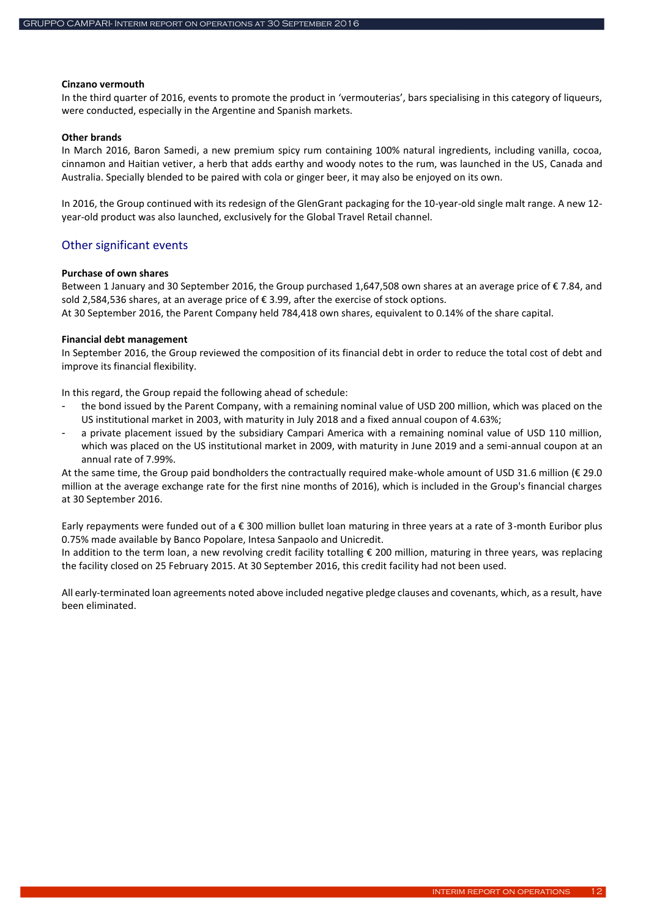**Cinzano vermouth**

In the third quarter of 2016, events to promote the product in 'vermouterias', bars specialising in this category of liqueurs, were conducted, especially in the Argentine and Spanish markets.

**Other brands**

In March 2016, Baron Samedi, a new premium spicy rum containing 100% natural ingredients, including vanilla, cocoa, cinnamon and Haitian vetiver, a herb that adds earthy and woody notes to the rum, was launched in the US, Canada and Australia. Specially blended to be paired with cola or ginger beer, it may also be enjoyed on its own.

In 2016, the Group continued with its redesign of the GlenGrant packaging for the 10-year-old single malt range. A new 12-year-old product was also launched, exclusively for the Global Travel Retail channel.

## Other significant events

**Purchase of own shares**

Between 1 January and 30 September 2016, the Group purchased 1,647,508 own shares at an average price of € 7.84, and sold 2,584,536 shares, at an average price of € 3.99, after the exercise of stock options.
At 30 September 2016, the Parent Company held 784,418 own shares, equivalent to 0.14% of the share capital.

**Financial debt management**

In September 2016, the Group reviewed the composition of its financial debt in order to reduce the total cost of debt and improve its financial flexibility.

In this regard, the Group repaid the following ahead of schedule:

- the bond issued by the Parent Company, with a remaining nominal value of USD 200 million, which was placed on the US institutional market in 2003, with maturity in July 2018 and a fixed annual coupon of 4.63%;
- a private placement issued by the subsidiary Campari America with a remaining nominal value of USD 110 million, which was placed on the US institutional market in 2009, with maturity in June 2019 and a semi-annual coupon at an annual rate of 7.99%.

At the same time, the Group paid bondholders the contractually required make-whole amount of USD 31.6 million (€ 29.0 million at the average exchange rate for the first nine months of 2016), which is included in the Group's financial charges at 30 September 2016.

Early repayments were funded out of a € 300 million bullet loan maturing in three years at a rate of 3-month Euribor plus 0.75% made available by Banco Popolare, Intesa Sanpaolo and Unicredit.
In addition to the term loan, a new revolving credit facility totalling € 200 million, maturing in three years, was replacing the facility closed on 25 February 2015. At 30 September 2016, this credit facility had not been used.

All early-terminated loan agreements noted above included negative pledge clauses and covenants, which, as a result, have been eliminated.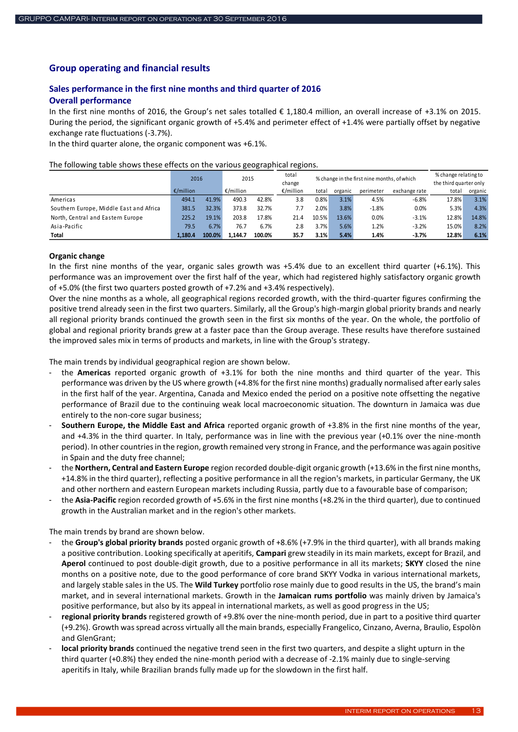## Group operating and financial results

### Sales performance in the first nine months and third quarter of 2016

### Overall performance

In the first nine months of 2016, the Group's net sales totalled € 1,180.4 million, an overall increase of +3.1% on 2015. During the period, the significant organic growth of +5.4% and perimeter effect of +1.4% were partially offset by negative exchange rate fluctuations (-3.7%).

In the third quarter alone, the organic component was +6.1%.

The following table shows these effects on the various geographical regions.

| | 2016 | | 2015 | | total change | % change in the first nine months, of which | | | | % change relating to the third quarter only | |
|---|---|---|---|---|---|---|---|---|---|---|---|
| | €/million | | €/million | | €/million | total | organic | perimeter | exchange rate | total | organic |
| Americas | 494.1 | 41.9% | 490.3 | 42.8% | 3.8 | 0.8% | 3.1% | 4.5% | -6.8% | 17.8% | 3.1% |
| Southern Europe, Middle East and Africa | 381.5 | 32.3% | 373.8 | 32.7% | 7.7 | 2.0% | 3.8% | -1.8% | 0.0% | 5.3% | 4.3% |
| North, Central and Eastern Europe | 225.2 | 19.1% | 203.8 | 17.8% | 21.4 | 10.5% | 13.6% | 0.0% | -3.1% | 12.8% | 14.8% |
| Asia-Pacific | 79.5 | 6.7% | 76.7 | 6.7% | 2.8 | 3.7% | 5.6% | 1.2% | -3.2% | 15.0% | 8.2% |
| **Total** | **1,180.4** | **100.0%** | **1,144.7** | **100.0%** | **35.7** | **3.1%** | **5.4%** | **1.4%** | **-3.7%** | **12.8%** | **6.1%** |

**Organic change**

In the first nine months of the year, organic sales growth was +5.4% due to an excellent third quarter (+6.1%). This performance was an improvement over the first half of the year, which had registered highly satisfactory organic growth of +5.0% (the first two quarters posted growth of +7.2% and +3.4% respectively).

Over the nine months as a whole, all geographical regions recorded growth, with the third-quarter figures confirming the positive trend already seen in the first two quarters. Similarly, all the Group's high-margin global priority brands and nearly all regional priority brands continued the growth seen in the first six months of the year. On the whole, the portfolio of global and regional priority brands grew at a faster pace than the Group average. These results have therefore sustained the improved sales mix in terms of products and markets, in line with the Group's strategy.

The main trends by individual geographical region are shown below.

- the **Americas** reported organic growth of +3.1% for both the nine months and third quarter of the year. This performance was driven by the US where growth (+4.8% for the first nine months) gradually normalised after early sales in the first half of the year. Argentina, Canada and Mexico ended the period on a positive note offsetting the negative performance of Brazil due to the continuing weak local macroeconomic situation. The downturn in Jamaica was due entirely to the non-core sugar business;
- **Southern Europe, the Middle East and Africa** reported organic growth of +3.8% in the first nine months of the year, and +4.3% in the third quarter. In Italy, performance was in line with the previous year (+0.1% over the nine-month period). In other countries in the region, growth remained very strong in France, and the performance was again positive in Spain and the duty free channel;
- the **Northern, Central and Eastern Europe** region recorded double-digit organic growth (+13.6% in the first nine months, +14.8% in the third quarter), reflecting a positive performance in all the region's markets, in particular Germany, the UK and other northern and eastern European markets including Russia, partly due to a favourable base of comparison;
- the **Asia-Pacific** region recorded growth of +5.6% in the first nine months (+8.2% in the third quarter), due to continued growth in the Australian market and in the region's other markets.

The main trends by brand are shown below.

- the **Group's global priority brands** posted organic growth of +8.6% (+7.9% in the third quarter), with all brands making a positive contribution. Looking specifically at aperitifs, **Campari** grew steadily in its main markets, except for Brazil, and **Aperol** continued to post double-digit growth, due to a positive performance in all its markets; **SKYY** closed the nine months on a positive note, due to the good performance of core brand SKYY Vodka in various international markets, and largely stable sales in the US. The **Wild Turkey** portfolio rose mainly due to good results in the US, the brand's main market, and in several international markets. Growth in the **Jamaican rums portfolio** was mainly driven by Jamaica's positive performance, but also by its appeal in international markets, as well as good progress in the US;
- **regional priority brands** registered growth of +9.8% over the nine-month period, due in part to a positive third quarter (+9.2%). Growth was spread across virtually all the main brands, especially Frangelico, Cinzano, Averna, Braulio, Espolòn and GlenGrant;
- **local priority brands** continued the negative trend seen in the first two quarters, and despite a slight upturn in the third quarter (+0.8%) they ended the nine-month period with a decrease of -2.1% mainly due to single-serving aperitifs in Italy, while Brazilian brands fully made up for the slowdown in the first half.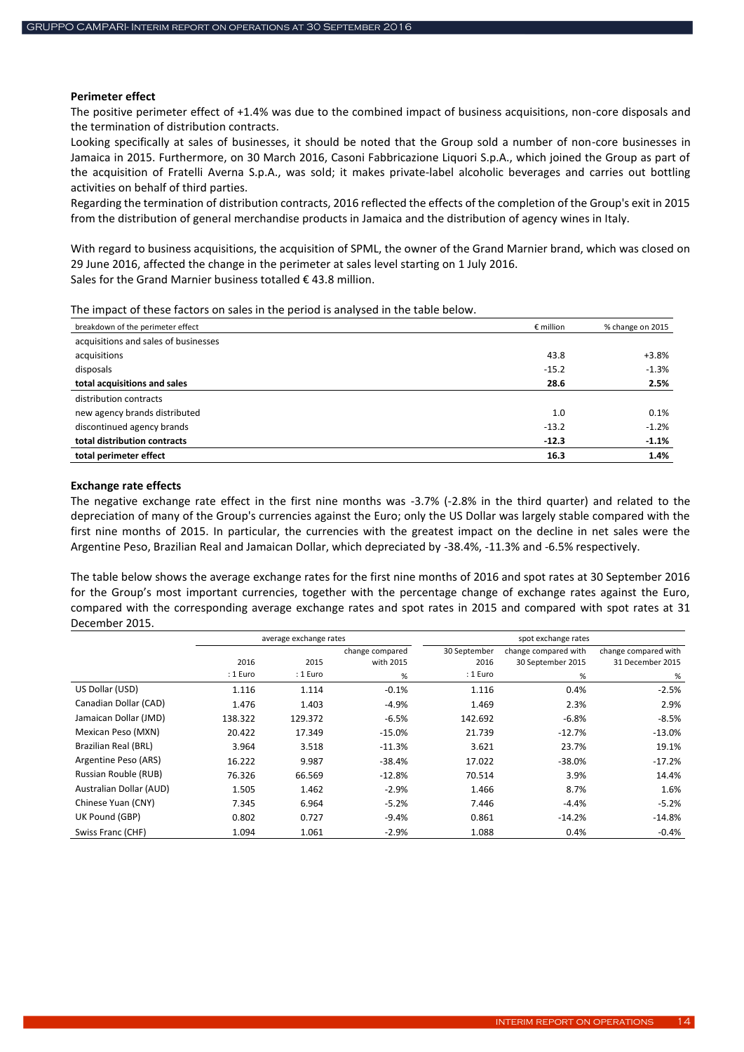**Perimeter effect**

The positive perimeter effect of +1.4% was due to the combined impact of business acquisitions, non-core disposals and the termination of distribution contracts.

Looking specifically at sales of businesses, it should be noted that the Group sold a number of non-core businesses in Jamaica in 2015. Furthermore, on 30 March 2016, Casoni Fabbricazione Liquori S.p.A., which joined the Group as part of the acquisition of Fratelli Averna S.p.A., was sold; it makes private-label alcoholic beverages and carries out bottling activities on behalf of third parties.

Regarding the termination of distribution contracts, 2016 reflected the effects of the completion of the Group's exit in 2015 from the distribution of general merchandise products in Jamaica and the distribution of agency wines in Italy.

With regard to business acquisitions, the acquisition of SPML, the owner of the Grand Marnier brand, which was closed on 29 June 2016, affected the change in the perimeter at sales level starting on 1 July 2016.
Sales for the Grand Marnier business totalled € 43.8 million.

The impact of these factors on sales in the period is analysed in the table below.

| breakdown of the perimeter effect | € million | % change on 2015 |
|---|---|---|
| acquisitions and sales of businesses | | |
| acquisitions | 43.8 | +3.8% |
| disposals | -15.2 | -1.3% |
| **total acquisitions and sales** | **28.6** | **2.5%** |
| distribution contracts | | |
| new agency brands distributed | 1.0 | 0.1% |
| discontinued agency brands | -13.2 | -1.2% |
| **total distribution contracts** | **-12.3** | **-1.1%** |
| **total perimeter effect** | **16.3** | **1.4%** |

**Exchange rate effects**

The negative exchange rate effect in the first nine months was -3.7% (-2.8% in the third quarter) and related to the depreciation of many of the Group's currencies against the Euro; only the US Dollar was largely stable compared with the first nine months of 2015. In particular, the currencies with the greatest impact on the decline in net sales were the Argentine Peso, Brazilian Real and Jamaican Dollar, which depreciated by -38.4%, -11.3% and -6.5% respectively.

The table below shows the average exchange rates for the first nine months of 2016 and spot rates at 30 September 2016 for the Group's most important currencies, together with the percentage change of exchange rates against the Euro, compared with the corresponding average exchange rates and spot rates in 2015 and compared with spot rates at 31 December 2015.

| | average exchange rates | | | spot exchange rates | | |
|---|---|---|---|---|---|---|
| | 2016 | 2015 | change compared with 2015 | 30 September 2016 | change compared with 30 September 2015 | change compared with 31 December 2015 |
| | : 1 Euro | : 1 Euro | % | : 1 Euro | % | % |
| US Dollar (USD) | 1.116 | 1.114 | -0.1% | 1.116 | 0.4% | -2.5% |
| Canadian Dollar (CAD) | 1.476 | 1.403 | -4.9% | 1.469 | 2.3% | 2.9% |
| Jamaican Dollar (JMD) | 138.322 | 129.372 | -6.5% | 142.692 | -6.8% | -8.5% |
| Mexican Peso (MXN) | 20.422 | 17.349 | -15.0% | 21.739 | -12.7% | -13.0% |
| Brazilian Real (BRL) | 3.964 | 3.518 | -11.3% | 3.621 | 23.7% | 19.1% |
| Argentine Peso (ARS) | 16.222 | 9.987 | -38.4% | 17.022 | -38.0% | -17.2% |
| Russian Rouble (RUB) | 76.326 | 66.569 | -12.8% | 70.514 | 3.9% | 14.4% |
| Australian Dollar (AUD) | 1.505 | 1.462 | -2.9% | 1.466 | 8.7% | 1.6% |
| Chinese Yuan (CNY) | 7.345 | 6.964 | -5.2% | 7.446 | -4.4% | -5.2% |
| UK Pound (GBP) | 0.802 | 0.727 | -9.4% | 0.861 | -14.2% | -14.8% |
| Swiss Franc (CHF) | 1.094 | 1.061 | -2.9% | 1.088 | 0.4% | -0.4% |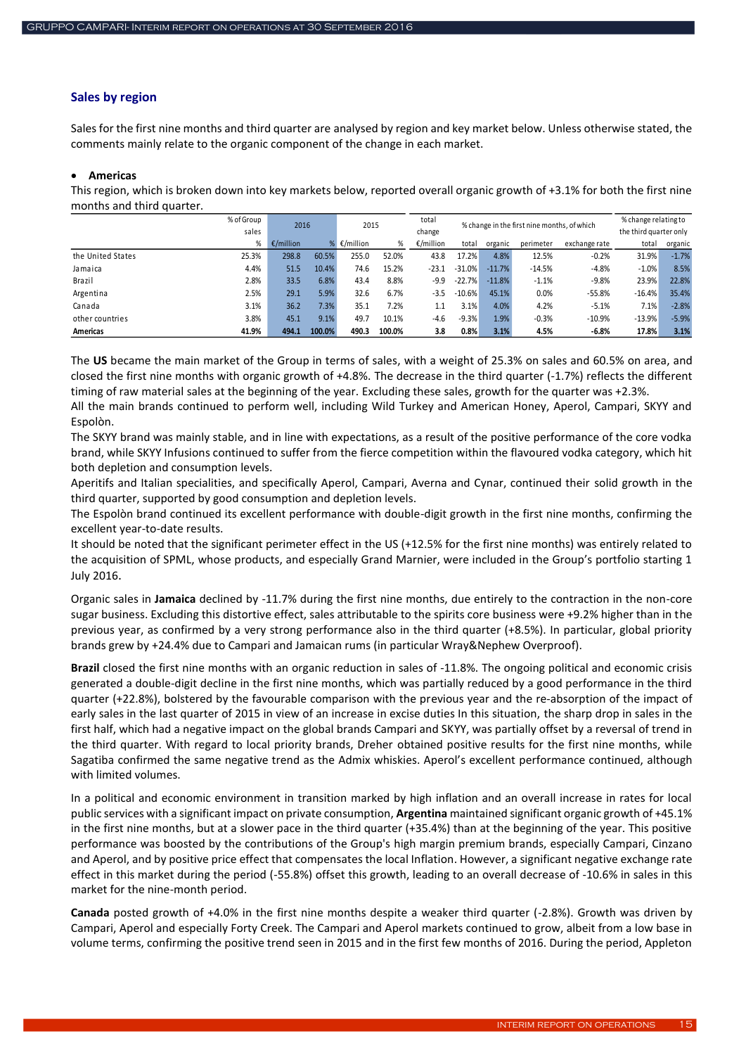## Sales by region

Sales for the first nine months and third quarter are analysed by region and key market below. Unless otherwise stated, the comments mainly relate to the organic component of the change in each market.

- **Americas**

This region, which is broken down into key markets below, reported overall organic growth of +3.1% for both the first nine months and third quarter.

| | % of Group sales | 2016 | | 2015 | | total change | % change in the first nine months, of which | | | | % change relating to the third quarter only | |
|---|---|---|---|---|---|---|---|---|---|---|---|---|
| | % | €/million | % | €/million | % | €/million | total | organic | perimeter | exchange rate | total | organic |
| the United States | 25.3% | 298.8 | 60.5% | 255.0 | 52.0% | 43.8 | 17.2% | 4.8% | 12.5% | -0.2% | 31.9% | -1.7% |
| Jamaica | 4.4% | 51.5 | 10.4% | 74.6 | 15.2% | -23.1 | -31.0% | -11.7% | -14.5% | -4.8% | -1.0% | 8.5% |
| Brazil | 2.8% | 33.5 | 6.8% | 43.4 | 8.8% | -9.9 | -22.7% | -11.8% | -1.1% | -9.8% | 23.9% | 22.8% |
| Argentina | 2.5% | 29.1 | 5.9% | 32.6 | 6.7% | -3.5 | -10.6% | 45.1% | 0.0% | -55.8% | -16.4% | 35.4% |
| Canada | 3.1% | 36.2 | 7.3% | 35.1 | 7.2% | 1.1 | 3.1% | 4.0% | 4.2% | -5.1% | 7.1% | -2.8% |
| other countries | 3.8% | 45.1 | 9.1% | 49.7 | 10.1% | -4.6 | -9.3% | 1.9% | -0.3% | -10.9% | -13.9% | -5.9% |
| **Americas** | **41.9%** | **494.1** | **100.0%** | **490.3** | **100.0%** | **3.8** | **0.8%** | **3.1%** | **4.5%** | **-6.8%** | **17.8%** | **3.1%** |

The **US** became the main market of the Group in terms of sales, with a weight of 25.3% on sales and 60.5% on area, and closed the first nine months with organic growth of +4.8%. The decrease in the third quarter (-1.7%) reflects the different timing of raw material sales at the beginning of the year. Excluding these sales, growth for the quarter was +2.3%.
All the main brands continued to perform well, including Wild Turkey and American Honey, Aperol, Campari, SKYY and Espolòn.
The SKYY brand was mainly stable, and in line with expectations, as a result of the positive performance of the core vodka brand, while SKYY Infusions continued to suffer from the fierce competition within the flavoured vodka category, which hit both depletion and consumption levels.
Aperitifs and Italian specialities, and specifically Aperol, Campari, Averna and Cynar, continued their solid growth in the third quarter, supported by good consumption and depletion levels.
The Espolòn brand continued its excellent performance with double-digit growth in the first nine months, confirming the excellent year-to-date results.
It should be noted that the significant perimeter effect in the US (+12.5% for the first nine months) was entirely related to the acquisition of SPML, whose products, and especially Grand Marnier, were included in the Group's portfolio starting 1 July 2016.

Organic sales in **Jamaica** declined by -11.7% during the first nine months, due entirely to the contraction in the non-core sugar business. Excluding this distortive effect, sales attributable to the spirits core business were +9.2% higher than in the previous year, as confirmed by a very strong performance also in the third quarter (+8.5%). In particular, global priority brands grew by +24.4% due to Campari and Jamaican rums (in particular Wray&Nephew Overproof).

**Brazil** closed the first nine months with an organic reduction in sales of -11.8%. The ongoing political and economic crisis generated a double-digit decline in the first nine months, which was partially reduced by a good performance in the third quarter (+22.8%), bolstered by the favourable comparison with the previous year and the re-absorption of the impact of early sales in the last quarter of 2015 in view of an increase in excise duties In this situation, the sharp drop in sales in the first half, which had a negative impact on the global brands Campari and SKYY, was partially offset by a reversal of trend in the third quarter. With regard to local priority brands, Dreher obtained positive results for the first nine months, while Sagatiba confirmed the same negative trend as the Admix whiskies. Aperol's excellent performance continued, although with limited volumes.

In a political and economic environment in transition marked by high inflation and an overall increase in rates for local public services with a significant impact on private consumption, **Argentina** maintained significant organic growth of +45.1% in the first nine months, but at a slower pace in the third quarter (+35.4%) than at the beginning of the year. This positive performance was boosted by the contributions of the Group's high margin premium brands, especially Campari, Cinzano and Aperol, and by positive price effect that compensates the local Inflation. However, a significant negative exchange rate effect in this market during the period (-55.8%) offset this growth, leading to an overall decrease of -10.6% in sales in this market for the nine-month period.

**Canada** posted growth of +4.0% in the first nine months despite a weaker third quarter (-2.8%). Growth was driven by Campari, Aperol and especially Forty Creek. The Campari and Aperol markets continued to grow, albeit from a low base in volume terms, confirming the positive trend seen in 2015 and in the first few months of 2016. During the period, Appleton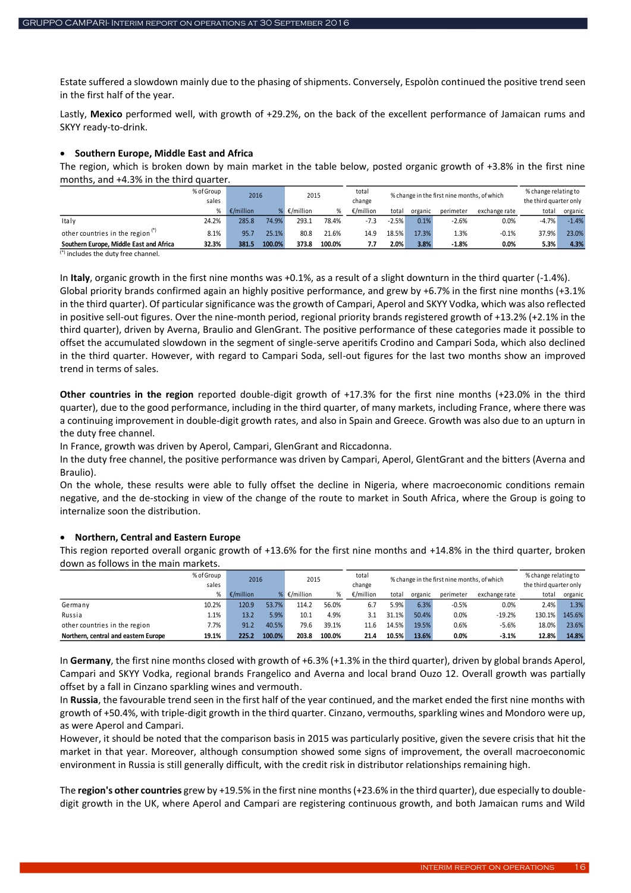Estate suffered a slowdown mainly due to the phasing of shipments. Conversely, Espolòn continued the positive trend seen in the first half of the year.

Lastly, **Mexico** performed well, with growth of +29.2%, on the back of the excellent performance of Jamaican rums and SKYY ready-to-drink.

- **Southern Europe, Middle East and Africa**

The region, which is broken down by main market in the table below, posted organic growth of +3.8% in the first nine months, and +4.3% in the third quarter.

| | % of Group sales | 2016 | | 2015 | | total change | % change in the first nine months, of which | | | | | % change relating to the third quarter only | |
|---|---|---|---|---|---|---|---|---|---|---|---|---|---|
| | % | €/million | % | €/million | % | €/million | total | organic | perimeter | exchange rate | | total | organic |
| Italy | 24.2% | 285.8 | 74.9% | 293.1 | 78.4% | -7.3 | -2.5% | 0.1% | -2.6% | 0.0% | | -4.7% | -1.4% |
| other countries in the region (*) | 8.1% | 95.7 | 25.1% | 80.8 | 21.6% | 14.9 | 18.5% | 17.3% | 1.3% | -0.1% | | 37.9% | 23.0% |
| **Southern Europe, Middle East and Africa** | **32.3%** | **381.5** | **100.0%** | **373.8** | **100.0%** | **7.7** | **2.0%** | **3.8%** | **-1.8%** | **0.0%** | | **5.3%** | **4.3%** |

(*) includes the duty free channel.

In **Italy**, organic growth in the first nine months was +0.1%, as a result of a slight downturn in the third quarter (-1.4%). Global priority brands confirmed again an highly positive performance, and grew by +6.7% in the first nine months (+3.1% in the third quarter). Of particular significance was the growth of Campari, Aperol and SKYY Vodka, which was also reflected in positive sell-out figures. Over the nine-month period, regional priority brands registered growth of +13.2% (+2.1% in the third quarter), driven by Averna, Braulio and GlenGrant. The positive performance of these categories made it possible to offset the accumulated slowdown in the segment of single-serve aperitifs Crodino and Campari Soda, which also declined in the third quarter. However, with regard to Campari Soda, sell-out figures for the last two months show an improved trend in terms of sales.

**Other countries in the region** reported double-digit growth of +17.3% for the first nine months (+23.0% in the third quarter), due to the good performance, including in the third quarter, of many markets, including France, where there was a continuing improvement in double-digit growth rates, and also in Spain and Greece. Growth was also due to an upturn in the duty free channel.

In France, growth was driven by Aperol, Campari, GlenGrant and Riccadonna.

In the duty free channel, the positive performance was driven by Campari, Aperol, GlentGrant and the bitters (Averna and Braulio).

On the whole, these results were able to fully offset the decline in Nigeria, where macroeconomic conditions remain negative, and the de-stocking in view of the change of the route to market in South Africa, where the Group is going to internalize soon the distribution.

- **Northern, Central and Eastern Europe**

This region reported overall organic growth of +13.6% for the first nine months and +14.8% in the third quarter, broken down as follows in the main markets.

| | % of Group sales | 2016 | | 2015 | | total change | % change in the first nine months, of which | | | | | % change relating to the third quarter only | |
|---|---|---|---|---|---|---|---|---|---|---|---|---|---|
| | % | €/million | % | €/million | % | €/million | total | organic | perimeter | exchange rate | | total | organic |
| Germany | 10.2% | 120.9 | 53.7% | 114.2 | 56.0% | 6.7 | 5.9% | 6.3% | -0.5% | 0.0% | | 2.4% | 1.3% |
| Russia | 1.1% | 13.2 | 5.9% | 10.1 | 4.9% | 3.1 | 31.1% | 50.4% | 0.0% | -19.2% | | 130.1% | 145.6% |
| other countries in the region | 7.7% | 91.2 | 40.5% | 79.6 | 39.1% | 11.6 | 14.5% | 19.5% | 0.6% | -5.6% | | 18.0% | 23.6% |
| **Northern, central and eastern Europe** | **19.1%** | **225.2** | **100.0%** | **203.8** | **100.0%** | **21.4** | **10.5%** | **13.6%** | **0.0%** | **-3.1%** | | **12.8%** | **14.8%** |

In **Germany**, the first nine months closed with growth of +6.3% (+1.3% in the third quarter), driven by global brands Aperol, Campari and SKYY Vodka, regional brands Frangelico and Averna and local brand Ouzo 12. Overall growth was partially offset by a fall in Cinzano sparkling wines and vermouth.

In **Russia**, the favourable trend seen in the first half of the year continued, and the market ended the first nine months with growth of +50.4%, with triple-digit growth in the third quarter. Cinzano, vermouths, sparkling wines and Mondoro were up, as were Aperol and Campari.

However, it should be noted that the comparison basis in 2015 was particularly positive, given the severe crisis that hit the market in that year. Moreover, although consumption showed some signs of improvement, the overall macroeconomic environment in Russia is still generally difficult, with the credit risk in distributor relationships remaining high.

The **region's other countries** grew by +19.5% in the first nine months (+23.6% in the third quarter), due especially to double-digit growth in the UK, where Aperol and Campari are registering continuous growth, and both Jamaican rums and Wild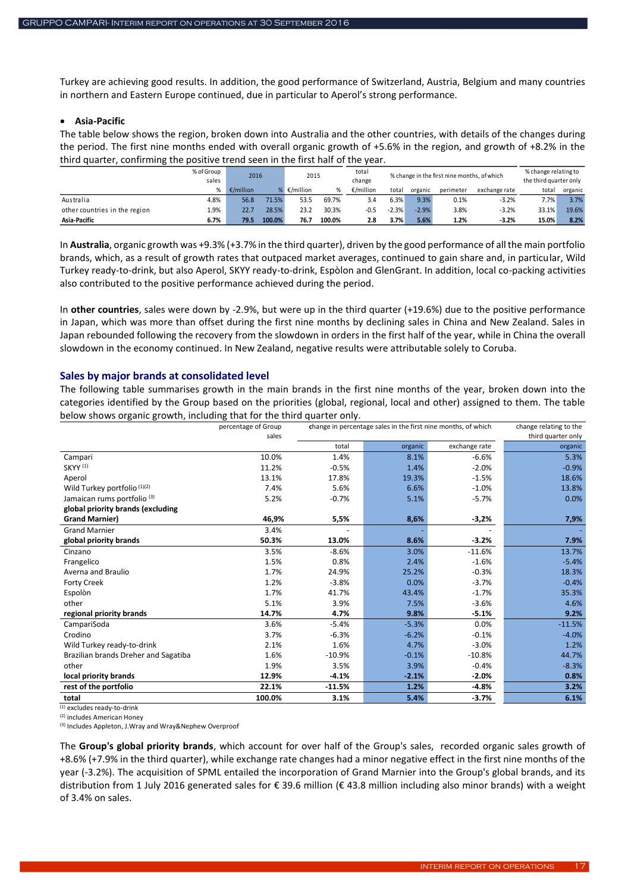Turkey are achieving good results. In addition, the good performance of Switzerland, Austria, Belgium and many countries in northern and Eastern Europe continued, due in particular to Aperol's strong performance.

- **Asia-Pacific**

The table below shows the region, broken down into Australia and the other countries, with details of the changes during the period. The first nine months ended with overall organic growth of +5.6% in the region, and growth of +8.2% in the third quarter, confirming the positive trend seen in the first half of the year.

| | % of Group sales | 2016 | | 2015 | | total change | % change in the first nine months, of which | | | | % change relating to the third quarter only | |
|---|---|---|---|---|---|---|---|---|---|---|---|---|
| | % | €/million | % | €/million | % | €/million | total | organic | perimeter | exchange rate | total | organic |
| Australia | 4.8% | 56.8 | 71.5% | 53.5 | 69.7% | 3.4 | 6.3% | 9.3% | 0.1% | -3.2% | 7.7% | 3.7% |
| other countries in the region | 1.9% | 22.7 | 28.5% | 23.2 | 30.3% | -0.5 | -2.3% | -2.9% | 3.8% | -3.2% | 33.1% | 19.6% |
| **Asia-Pacific** | **6.7%** | **79.5** | **100.0%** | **76.7** | **100.0%** | **2.8** | **3.7%** | **5.6%** | **1.2%** | **-3.2%** | **15.0%** | **8.2%** |

In **Australia**, organic growth was +9.3% (+3.7% in the third quarter), driven by the good performance of all the main portfolio brands, which, as a result of growth rates that outpaced market averages, continued to gain share and, in particular, Wild Turkey ready-to-drink, but also Aperol, SKYY ready-to-drink, Espòlon and GlenGrant. In addition, local co-packing activities also contributed to the positive performance achieved during the period.

In **other countries**, sales were down by -2.9%, but were up in the third quarter (+19.6%) due to the positive performance in Japan, which was more than offset during the first nine months by declining sales in China and New Zealand. Sales in Japan rebounded following the recovery from the slowdown in orders in the first half of the year, while in China the overall slowdown in the economy continued. In New Zealand, negative results were attributable solely to Coruba.

## Sales by major brands at consolidated level

The following table summarises growth in the main brands in the first nine months of the year, broken down into the categories identified by the Group based on the priorities (global, regional, local and other) assigned to them. The table below shows organic growth, including that for the third quarter only.

| | percentage of Group sales | change in percentage sales in the first nine months, of which | | | change relating to the third quarter only |
|---|---|---|---|---|---|
| | | total | organic | exchange rate | organic |
| Campari | 10.0% | 1.4% | 8.1% | -6.6% | 5.3% |
| SKYY [1] | 11.2% | -0.5% | 1.4% | -2.0% | -0.9% |
| Aperol | 13.1% | 17.8% | 19.3% | -1.5% | 18.6% |
| Wild Turkey portfolio [1][2] | 7.4% | 5.6% | 6.6% | -1.0% | 13.8% |
| Jamaican rums portfolio [3] | 5.2% | -0.7% | 5.1% | -5.7% | 0.0% |
| **global priority brands (excluding Grand Marnier)** | **46,9%** | **5,5%** | **8,6%** | **-3,2%** | **7,9%** |
| Grand Marnier | 3.4% | - | - | - | - |
| **global priority brands** | **50.3%** | **13.0%** | **8.6%** | **-3.2%** | **7.9%** |
| Cinzano | 3.5% | -8.6% | 3.0% | -11.6% | 13.7% |
| Frangelico | 1.5% | 0.8% | 2.4% | -1.6% | -5.4% |
| Averna and Braulio | 1.7% | 24.9% | 25.2% | -0.3% | 18.3% |
| Forty Creek | 1.2% | -3.8% | 0.0% | -3.7% | -0.4% |
| Espolòn | 1.7% | 41.7% | 43.4% | -1.7% | 35.3% |
| other | 5.1% | 3.9% | 7.5% | -3.6% | 4.6% |
| **regional priority brands** | **14.7%** | **4.7%** | **9.8%** | **-5.1%** | **9.2%** |
| CampariSoda | 3.6% | -5.4% | -5.3% | 0.0% | -11.5% |
| Crodino | 3.7% | -6.3% | -6.2% | -0.1% | -4.0% |
| Wild Turkey ready-to-drink | 2.1% | 1.6% | 4.7% | -3.0% | 1.2% |
| Brazilian brands Dreher and Sagatiba | 1.6% | -10.9% | -0.1% | -10.8% | 44.7% |
| other | 1.9% | 3.5% | 3.9% | -0.4% | -8.3% |
| **local priority brands** | **12.9%** | **-4.1%** | **-2.1%** | **-2.0%** | **0.8%** |
| **rest of the portfolio** | **22.1%** | **-11.5%** | **1.2%** | **-4.8%** | **3.2%** |
| **total** | **100.0%** | **3.1%** | **5.4%** | **-3.7%** | **6.1%** |

[1] excludes ready-to-drink
[2] includes American Honey
[3] Includes Appleton, J.Wray and Wray&Nephew Overproof

The **Group's global priority brands**, which account for over half of the Group's sales, recorded organic sales growth of +8.6% (+7.9% in the third quarter), while exchange rate changes had a minor negative effect in the first nine months of the year (-3.2%). The acquisition of SPML entailed the incorporation of Grand Marnier into the Group's global brands, and its distribution from 1 July 2016 generated sales for € 39.6 million (€ 43.8 million including also minor brands) with a weight of 3.4% on sales.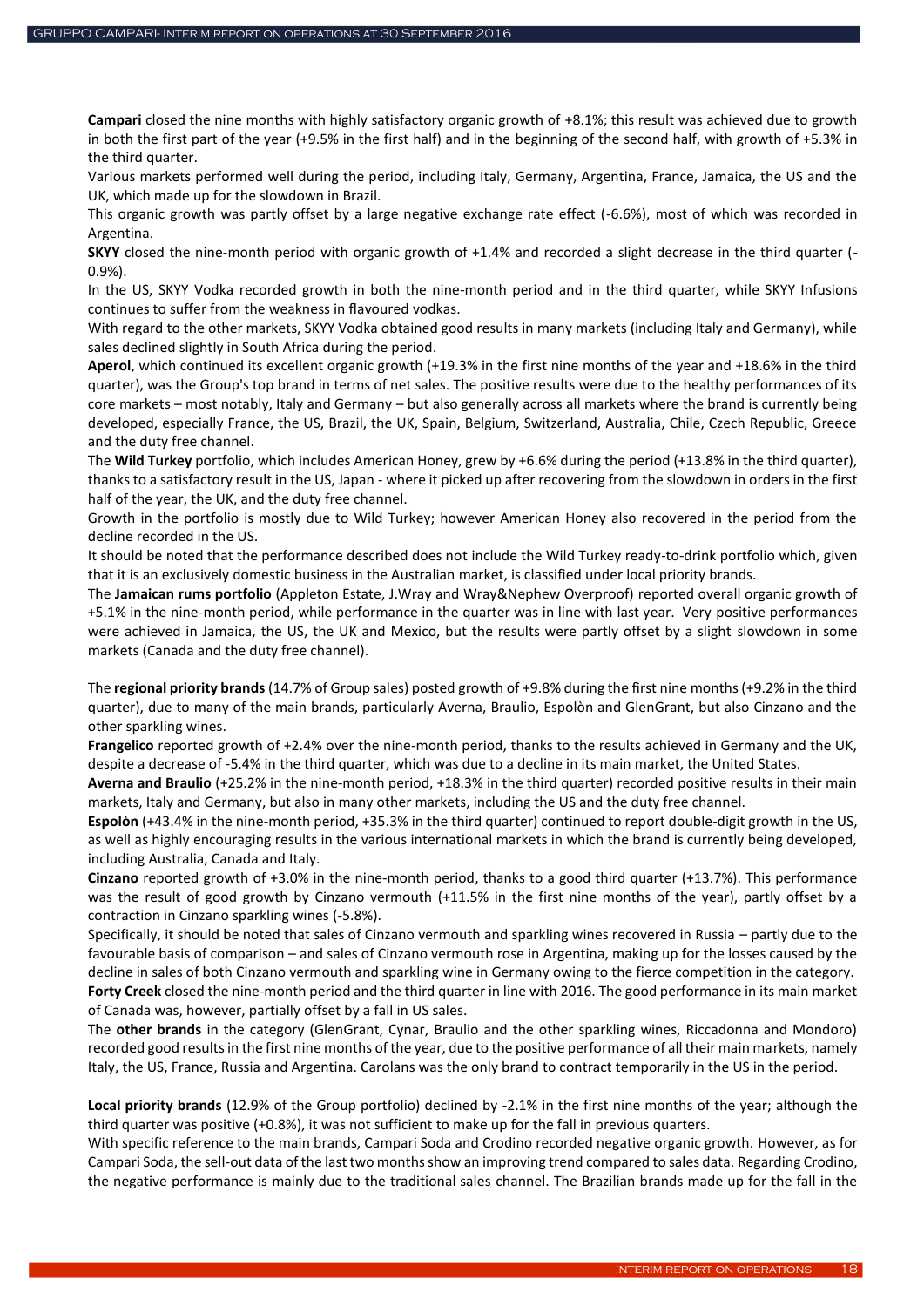**Campari** closed the nine months with highly satisfactory organic growth of +8.1%; this result was achieved due to growth in both the first part of the year (+9.5% in the first half) and in the beginning of the second half, with growth of +5.3% in the third quarter.

Various markets performed well during the period, including Italy, Germany, Argentina, France, Jamaica, the US and the UK, which made up for the slowdown in Brazil.

This organic growth was partly offset by a large negative exchange rate effect (-6.6%), most of which was recorded in Argentina.

**SKYY** closed the nine-month period with organic growth of +1.4% and recorded a slight decrease in the third quarter (-0.9%).

In the US, SKYY Vodka recorded growth in both the nine-month period and in the third quarter, while SKYY Infusions continues to suffer from the weakness in flavoured vodkas.

With regard to the other markets, SKYY Vodka obtained good results in many markets (including Italy and Germany), while sales declined slightly in South Africa during the period.

**Aperol**, which continued its excellent organic growth (+19.3% in the first nine months of the year and +18.6% in the third quarter), was the Group's top brand in terms of net sales. The positive results were due to the healthy performances of its core markets – most notably, Italy and Germany – but also generally across all markets where the brand is currently being developed, especially France, the US, Brazil, the UK, Spain, Belgium, Switzerland, Australia, Chile, Czech Republic, Greece and the duty free channel.

The **Wild Turkey** portfolio, which includes American Honey, grew by +6.6% during the period (+13.8% in the third quarter), thanks to a satisfactory result in the US, Japan - where it picked up after recovering from the slowdown in orders in the first half of the year, the UK, and the duty free channel.

Growth in the portfolio is mostly due to Wild Turkey; however American Honey also recovered in the period from the decline recorded in the US.

It should be noted that the performance described does not include the Wild Turkey ready-to-drink portfolio which, given that it is an exclusively domestic business in the Australian market, is classified under local priority brands.

The **Jamaican rums portfolio** (Appleton Estate, J.Wray and Wray&Nephew Overproof) reported overall organic growth of +5.1% in the nine-month period, while performance in the quarter was in line with last year. Very positive performances were achieved in Jamaica, the US, the UK and Mexico, but the results were partly offset by a slight slowdown in some markets (Canada and the duty free channel).

The **regional priority brands** (14.7% of Group sales) posted growth of +9.8% during the first nine months (+9.2% in the third quarter), due to many of the main brands, particularly Averna, Braulio, Espolòn and GlenGrant, but also Cinzano and the other sparkling wines.

**Frangelico** reported growth of +2.4% over the nine-month period, thanks to the results achieved in Germany and the UK, despite a decrease of -5.4% in the third quarter, which was due to a decline in its main market, the United States.

**Averna and Braulio** (+25.2% in the nine-month period, +18.3% in the third quarter) recorded positive results in their main markets, Italy and Germany, but also in many other markets, including the US and the duty free channel.

**Espolòn** (+43.4% in the nine-month period, +35.3% in the third quarter) continued to report double-digit growth in the US, as well as highly encouraging results in the various international markets in which the brand is currently being developed, including Australia, Canada and Italy.

**Cinzano** reported growth of +3.0% in the nine-month period, thanks to a good third quarter (+13.7%). This performance was the result of good growth by Cinzano vermouth (+11.5% in the first nine months of the year), partly offset by a contraction in Cinzano sparkling wines (-5.8%).

Specifically, it should be noted that sales of Cinzano vermouth and sparkling wines recovered in Russia – partly due to the favourable basis of comparison – and sales of Cinzano vermouth rose in Argentina, making up for the losses caused by the decline in sales of both Cinzano vermouth and sparkling wine in Germany owing to the fierce competition in the category.

**Forty Creek** closed the nine-month period and the third quarter in line with 2016. The good performance in its main market of Canada was, however, partially offset by a fall in US sales.

The **other brands** in the category (GlenGrant, Cynar, Braulio and the other sparkling wines, Riccadonna and Mondoro) recorded good results in the first nine months of the year, due to the positive performance of all their main markets, namely Italy, the US, France, Russia and Argentina. Carolans was the only brand to contract temporarily in the US in the period.

**Local priority brands** (12.9% of the Group portfolio) declined by -2.1% in the first nine months of the year; although the third quarter was positive (+0.8%), it was not sufficient to make up for the fall in previous quarters.

With specific reference to the main brands, Campari Soda and Crodino recorded negative organic growth. However, as for Campari Soda, the sell-out data of the last two months show an improving trend compared to sales data. Regarding Crodino, the negative performance is mainly due to the traditional sales channel. The Brazilian brands made up for the fall in the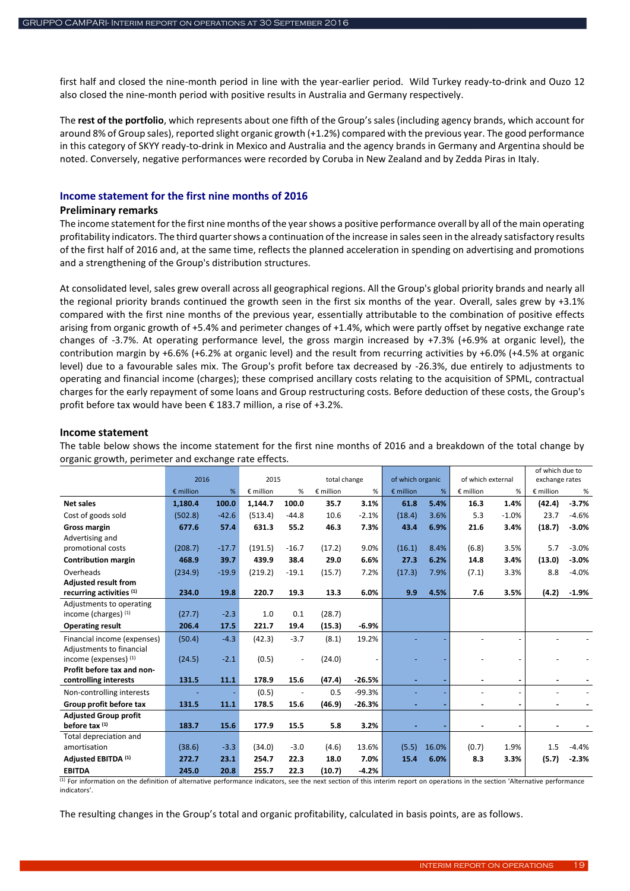first half and closed the nine-month period in line with the year-earlier period. Wild Turkey ready-to-drink and Ouzo 12 also closed the nine-month period with positive results in Australia and Germany respectively.

The **rest of the portfolio**, which represents about one fifth of the Group's sales (including agency brands, which account for around 8% of Group sales), reported slight organic growth (+1.2%) compared with the previous year. The good performance in this category of SKYY ready-to-drink in Mexico and Australia and the agency brands in Germany and Argentina should be noted. Conversely, negative performances were recorded by Coruba in New Zealand and by Zedda Piras in Italy.

## Income statement for the first nine months of 2016

### Preliminary remarks

The income statement for the first nine months of the year shows a positive performance overall by all of the main operating profitability indicators. The third quarter shows a continuation of the increase in sales seen in the already satisfactory results of the first half of 2016 and, at the same time, reflects the planned acceleration in spending on advertising and promotions and a strengthening of the Group's distribution structures.

At consolidated level, sales grew overall across all geographical regions. All the Group's global priority brands and nearly all the regional priority brands continued the growth seen in the first six months of the year. Overall, sales grew by +3.1% compared with the first nine months of the previous year, essentially attributable to the combination of positive effects arising from organic growth of +5.4% and perimeter changes of +1.4%, which were partly offset by negative exchange rate changes of -3.7%. At operating performance level, the gross margin increased by +7.3% (+6.9% at organic level), the contribution margin by +6.6% (+6.2% at organic level) and the result from recurring activities by +6.0% (+4.5% at organic level) due to a favourable sales mix. The Group's profit before tax decreased by -26.3%, due entirely to adjustments to operating and financial income (charges); these comprised ancillary costs relating to the acquisition of SPML, contractual charges for the early repayment of some loans and Group restructuring costs. Before deduction of these costs, the Group's profit before tax would have been € 183.7 million, a rise of +3.2%.

### Income statement

The table below shows the income statement for the first nine months of 2016 and a breakdown of the total change by organic growth, perimeter and exchange rate effects.

| | 2016 | | 2015 | | total change | | of which organic | | of which external | | of which due to exchange rates | |
|---|---|---|---|---|---|---|---|---|---|---|---|---|
| | € million | % | € million | % | € million | % | € million | % | € million | % | € million | % |
| **Net sales** | **1,180.4** | **100.0** | **1,144.7** | **100.0** | **35.7** | **3.1%** | **61.8** | **5.4%** | **16.3** | **1.4%** | **(42.4)** | **-3.7%** |
| Cost of goods sold | (502.8) | -42.6 | (513.4) | -44.8 | 10.6 | -2.1% | (18.4) | 3.6% | 5.3 | -1.0% | 23.7 | -4.6% |
| **Gross margin** | **677.6** | **57.4** | **631.3** | **55.2** | **46.3** | **7.3%** | **43.4** | **6.9%** | **21.6** | **3.4%** | **(18.7)** | **-3.0%** |
| Advertising and promotional costs | (208.7) | -17.7 | (191.5) | -16.7 | (17.2) | 9.0% | (16.1) | 8.4% | (6.8) | 3.5% | 5.7 | -3.0% |
| **Contribution margin** | **468.9** | **39.7** | **439.9** | **38.4** | **29.0** | **6.6%** | **27.3** | **6.2%** | **14.8** | **3.4%** | **(13.0)** | **-3.0%** |
| Overheads | (234.9) | -19.9 | (219.2) | -19.1 | (15.7) | 7.2% | (17.3) | 7.9% | (7.1) | 3.3% | 8.8 | -4.0% |
| **Adjusted result from recurring activities [1]** | **234.0** | **19.8** | **220.7** | **19.3** | **13.3** | **6.0%** | **9.9** | **4.5%** | **7.6** | **3.5%** | **(4.2)** | **-1.9%** |
| Adjustments to operating income (charges) [1] | (27.7) | -2.3 | 1.0 | 0.1 | (28.7) | | | | | | | |
| **Operating result** | **206.4** | **17.5** | **221.7** | **19.4** | **(15.3)** | **-6.9%** | | | | | | |
| Financial income (expenses) | (50.4) | -4.3 | (42.3) | -3.7 | (8.1) | 19.2% | - | - | - | - | - | - |
| Adjustments to financial income (expenses) [1] | (24.5) | -2.1 | (0.5) | - | (24.0) | - | - | - | - | - | - | - |
| **Profit before tax and non-controlling interests** | **131.5** | **11.1** | **178.9** | **15.6** | **(47.4)** | **-26.5%** | **-** | **-** | **-** | **-** | **-** | **-** |
| Non-controlling interests | - | - | (0.5) | - | 0.5 | -99.3% | - | - | - | - | - | - |
| **Group profit before tax** | **131.5** | **11.1** | **178.5** | **15.6** | **(46.9)** | **-26.3%** | **-** | **-** | **-** | **-** | **-** | **-** |
| **Adjusted Group profit before tax [1]** | **183.7** | **15.6** | **177.9** | **15.5** | **5.8** | **3.2%** | **-** | **-** | **-** | **-** | **-** | **-** |
| Total depreciation and amortisation | (38.6) | -3.3 | (34.0) | -3.0 | (4.6) | 13.6% | (5.5) | 16.0% | (0.7) | 1.9% | 1.5 | -4.4% |
| **Adjusted EBITDA [1]** | **272.7** | **23.1** | **254.7** | **22.3** | **18.0** | **7.0%** | **15.4** | **6.0%** | **8.3** | **3.3%** | **(5.7)** | **-2.3%** |
| **EBITDA** | **245.0** | **20.8** | **255.7** | **22.3** | **(10.7)** | **-4.2%** | | | | | | |

[1] For information on the definition of alternative performance indicators, see the next section of this interim report on operations in the section 'Alternative performance indicators'.

The resulting changes in the Group's total and organic profitability, calculated in basis points, are as follows.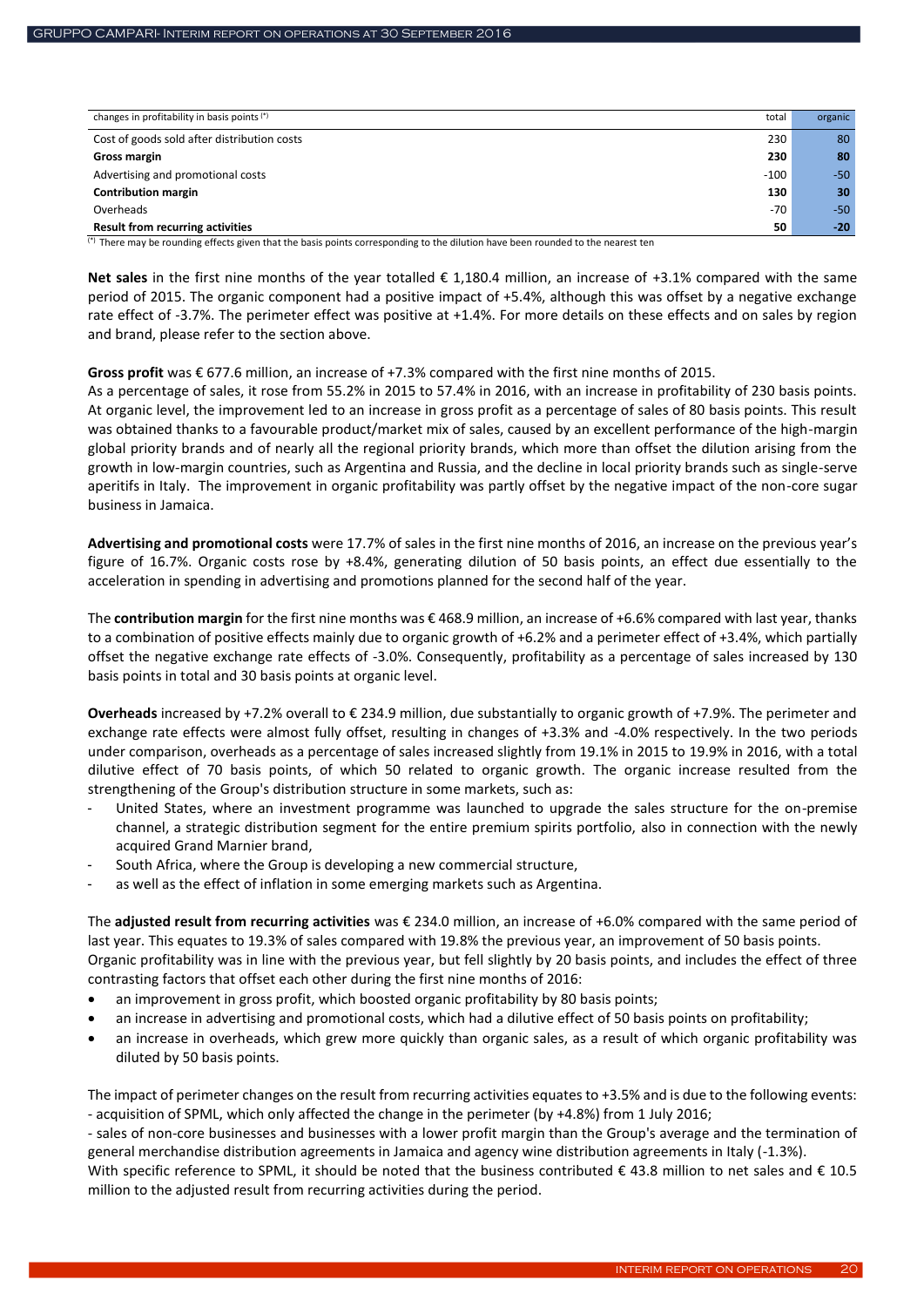| changes in profitability in basis points (*) | total | organic |
|---|---|---|
| Cost of goods sold after distribution costs | 230 | 80 |
| **Gross margin** | **230** | **80** |
| Advertising and promotional costs | -100 | -50 |
| **Contribution margin** | **130** | **30** |
| Overheads | -70 | -50 |
| **Result from recurring activities** | **50** | **-20** |

(*) There may be rounding effects given that the basis points corresponding to the dilution have been rounded to the nearest ten

**Net sales** in the first nine months of the year totalled € 1,180.4 million, an increase of +3.1% compared with the same period of 2015. The organic component had a positive impact of +5.4%, although this was offset by a negative exchange rate effect of -3.7%. The perimeter effect was positive at +1.4%. For more details on these effects and on sales by region and brand, please refer to the section above.

**Gross profit** was € 677.6 million, an increase of +7.3% compared with the first nine months of 2015.
As a percentage of sales, it rose from 55.2% in 2015 to 57.4% in 2016, with an increase in profitability of 230 basis points. At organic level, the improvement led to an increase in gross profit as a percentage of sales of 80 basis points. This result was obtained thanks to a favourable product/market mix of sales, caused by an excellent performance of the high-margin global priority brands and of nearly all the regional priority brands, which more than offset the dilution arising from the growth in low-margin countries, such as Argentina and Russia, and the decline in local priority brands such as single-serve aperitifs in Italy. The improvement in organic profitability was partly offset by the negative impact of the non-core sugar business in Jamaica.

**Advertising and promotional costs** were 17.7% of sales in the first nine months of 2016, an increase on the previous year's figure of 16.7%. Organic costs rose by +8.4%, generating dilution of 50 basis points, an effect due essentially to the acceleration in spending in advertising and promotions planned for the second half of the year.

The **contribution margin** for the first nine months was € 468.9 million, an increase of +6.6% compared with last year, thanks to a combination of positive effects mainly due to organic growth of +6.2% and a perimeter effect of +3.4%, which partially offset the negative exchange rate effects of -3.0%. Consequently, profitability as a percentage of sales increased by 130 basis points in total and 30 basis points at organic level.

**Overheads** increased by +7.2% overall to € 234.9 million, due substantially to organic growth of +7.9%. The perimeter and exchange rate effects were almost fully offset, resulting in changes of +3.3% and -4.0% respectively. In the two periods under comparison, overheads as a percentage of sales increased slightly from 19.1% in 2015 to 19.9% in 2016, with a total dilutive effect of 70 basis points, of which 50 related to organic growth. The organic increase resulted from the strengthening of the Group's distribution structure in some markets, such as:

- United States, where an investment programme was launched to upgrade the sales structure for the on-premise channel, a strategic distribution segment for the entire premium spirits portfolio, also in connection with the newly acquired Grand Marnier brand,
- South Africa, where the Group is developing a new commercial structure,
- as well as the effect of inflation in some emerging markets such as Argentina.

The **adjusted result from recurring activities** was € 234.0 million, an increase of +6.0% compared with the same period of last year. This equates to 19.3% of sales compared with 19.8% the previous year, an improvement of 50 basis points.
Organic profitability was in line with the previous year, but fell slightly by 20 basis points, and includes the effect of three contrasting factors that offset each other during the first nine months of 2016:

- an improvement in gross profit, which boosted organic profitability by 80 basis points;
- an increase in advertising and promotional costs, which had a dilutive effect of 50 basis points on profitability;
- an increase in overheads, which grew more quickly than organic sales, as a result of which organic profitability was diluted by 50 basis points.

The impact of perimeter changes on the result from recurring activities equates to +3.5% and is due to the following events:
- acquisition of SPML, which only affected the change in the perimeter (by +4.8%) from 1 July 2016;
- sales of non-core businesses and businesses with a lower profit margin than the Group's average and the termination of general merchandise distribution agreements in Jamaica and agency wine distribution agreements in Italy (-1.3%).

With specific reference to SPML, it should be noted that the business contributed € 43.8 million to net sales and € 10.5 million to the adjusted result from recurring activities during the period.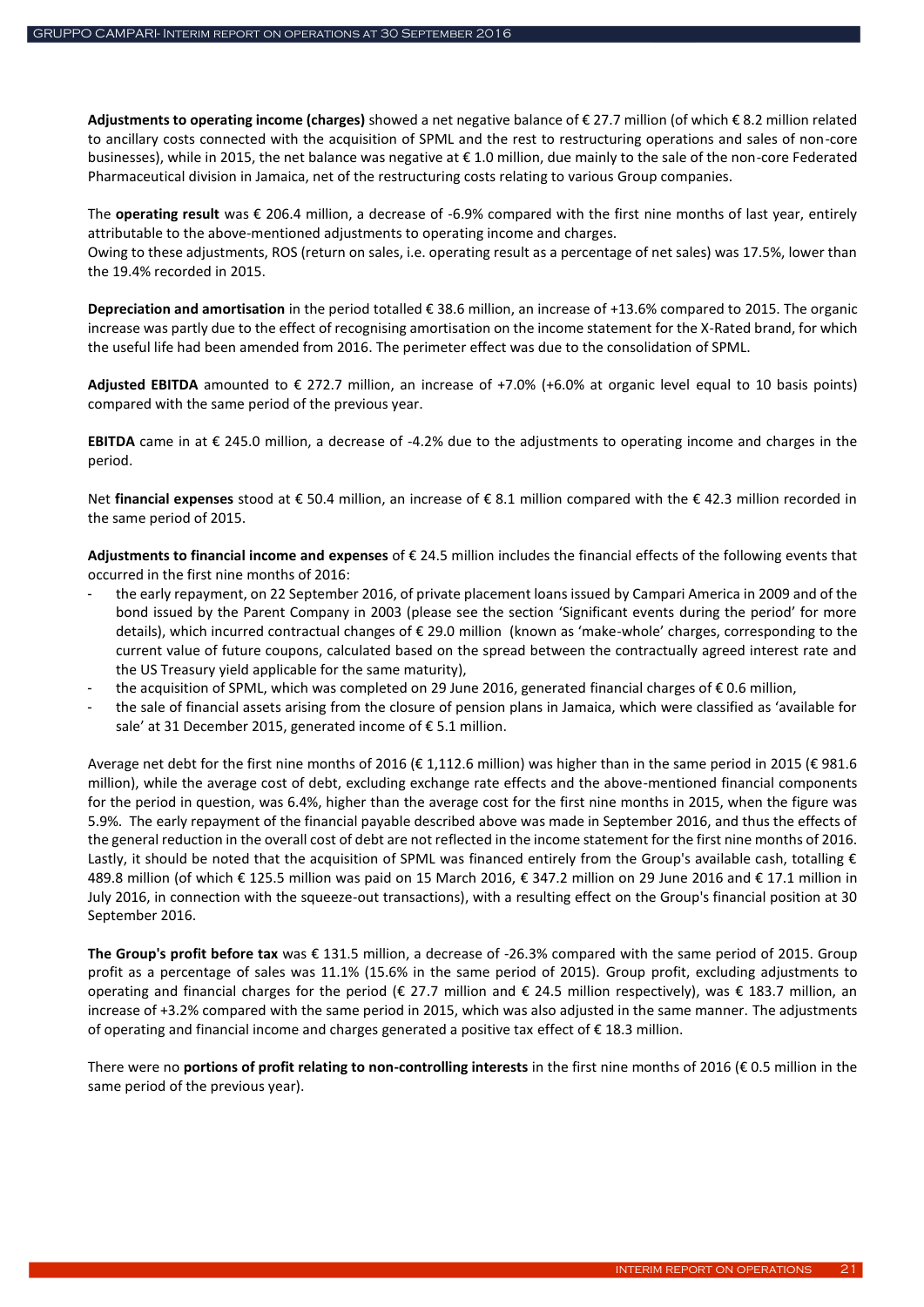**Adjustments to operating income (charges)** showed a net negative balance of € 27.7 million (of which € 8.2 million related to ancillary costs connected with the acquisition of SPML and the rest to restructuring operations and sales of non-core businesses), while in 2015, the net balance was negative at € 1.0 million, due mainly to the sale of the non-core Federated Pharmaceutical division in Jamaica, net of the restructuring costs relating to various Group companies.

The **operating result** was € 206.4 million, a decrease of -6.9% compared with the first nine months of last year, entirely attributable to the above-mentioned adjustments to operating income and charges.
Owing to these adjustments, ROS (return on sales, i.e. operating result as a percentage of net sales) was 17.5%, lower than the 19.4% recorded in 2015.

**Depreciation and amortisation** in the period totalled € 38.6 million, an increase of +13.6% compared to 2015. The organic increase was partly due to the effect of recognising amortisation on the income statement for the X-Rated brand, for which the useful life had been amended from 2016. The perimeter effect was due to the consolidation of SPML.

**Adjusted EBITDA** amounted to € 272.7 million, an increase of +7.0% (+6.0% at organic level equal to 10 basis points) compared with the same period of the previous year.

**EBITDA** came in at € 245.0 million, a decrease of -4.2% due to the adjustments to operating income and charges in the period.

Net **financial expenses** stood at € 50.4 million, an increase of € 8.1 million compared with the € 42.3 million recorded in the same period of 2015.

**Adjustments to financial income and expenses** of € 24.5 million includes the financial effects of the following events that occurred in the first nine months of 2016:

- the early repayment, on 22 September 2016, of private placement loans issued by Campari America in 2009 and of the bond issued by the Parent Company in 2003 (please see the section 'Significant events during the period' for more details), which incurred contractual changes of € 29.0 million (known as 'make-whole' charges, corresponding to the current value of future coupons, calculated based on the spread between the contractually agreed interest rate and the US Treasury yield applicable for the same maturity),
- the acquisition of SPML, which was completed on 29 June 2016, generated financial charges of € 0.6 million,
- the sale of financial assets arising from the closure of pension plans in Jamaica, which were classified as 'available for sale' at 31 December 2015, generated income of € 5.1 million.

Average net debt for the first nine months of 2016 (€ 1,112.6 million) was higher than in the same period in 2015 (€ 981.6 million), while the average cost of debt, excluding exchange rate effects and the above-mentioned financial components for the period in question, was 6.4%, higher than the average cost for the first nine months in 2015, when the figure was 5.9%. The early repayment of the financial payable described above was made in September 2016, and thus the effects of the general reduction in the overall cost of debt are not reflected in the income statement for the first nine months of 2016. Lastly, it should be noted that the acquisition of SPML was financed entirely from the Group's available cash, totalling € 489.8 million (of which € 125.5 million was paid on 15 March 2016, € 347.2 million on 29 June 2016 and € 17.1 million in July 2016, in connection with the squeeze-out transactions), with a resulting effect on the Group's financial position at 30 September 2016.

**The Group's profit before tax** was € 131.5 million, a decrease of -26.3% compared with the same period of 2015. Group profit as a percentage of sales was 11.1% (15.6% in the same period of 2015). Group profit, excluding adjustments to operating and financial charges for the period (€ 27.7 million and € 24.5 million respectively), was € 183.7 million, an increase of +3.2% compared with the same period in 2015, which was also adjusted in the same manner. The adjustments of operating and financial income and charges generated a positive tax effect of € 18.3 million.

There were no **portions of profit relating to non-controlling interests** in the first nine months of 2016 (€ 0.5 million in the same period of the previous year).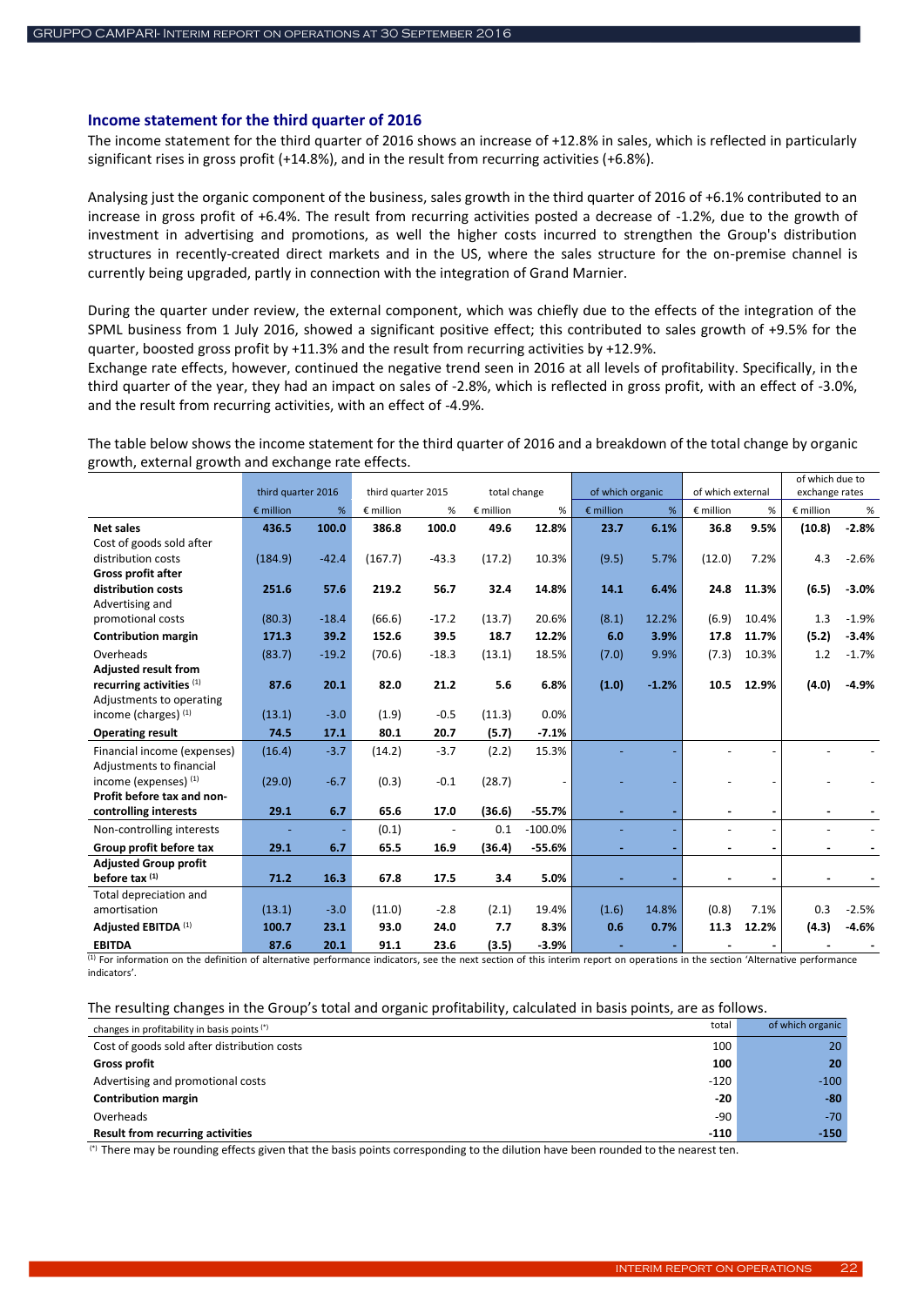### Income statement for the third quarter of 2016

The income statement for the third quarter of 2016 shows an increase of +12.8% in sales, which is reflected in particularly significant rises in gross profit (+14.8%), and in the result from recurring activities (+6.8%).

Analysing just the organic component of the business, sales growth in the third quarter of 2016 of +6.1% contributed to an increase in gross profit of +6.4%. The result from recurring activities posted a decrease of -1.2%, due to the growth of investment in advertising and promotions, as well the higher costs incurred to strengthen the Group's distribution structures in recently-created direct markets and in the US, where the sales structure for the on-premise channel is currently being upgraded, partly in connection with the integration of Grand Marnier.

During the quarter under review, the external component, which was chiefly due to the effects of the integration of the SPML business from 1 July 2016, showed a significant positive effect; this contributed to sales growth of +9.5% for the quarter, boosted gross profit by +11.3% and the result from recurring activities by +12.9%.

Exchange rate effects, however, continued the negative trend seen in 2016 at all levels of profitability. Specifically, in the third quarter of the year, they had an impact on sales of -2.8%, which is reflected in gross profit, with an effect of -3.0%, and the result from recurring activities, with an effect of -4.9%.

The table below shows the income statement for the third quarter of 2016 and a breakdown of the total change by organic growth, external growth and exchange rate effects.

| | third quarter 2016 | | third quarter 2015 | | total change | | of which organic | | of which external | | of which due to exchange rates | |
|---|---|---|---|---|---|---|---|---|---|---|---|---|
| | € million | % | € million | % | € million | % | € million | % | € million | % | € million | % |
| **Net sales** | **436.5** | **100.0** | **386.8** | **100.0** | **49.6** | **12.8%** | **23.7** | **6.1%** | **36.8** | **9.5%** | **(10.8)** | **-2.8%** |
| Cost of goods sold after distribution costs | (184.9) | -42.4 | (167.7) | -43.3 | (17.2) | 10.3% | (9.5) | 5.7% | (12.0) | 7.2% | 4.3 | -2.6% |
| **Gross profit after distribution costs** | **251.6** | **57.6** | **219.2** | **56.7** | **32.4** | **14.8%** | **14.1** | **6.4%** | **24.8** | **11.3%** | **(6.5)** | **-3.0%** |
| Advertising and promotional costs | (80.3) | -18.4 | (66.6) | -17.2 | (13.7) | 20.6% | (8.1) | 12.2% | (6.9) | 10.4% | 1.3 | -1.9% |
| **Contribution margin** | **171.3** | **39.2** | **152.6** | **39.5** | **18.7** | **12.2%** | **6.0** | **3.9%** | **17.8** | **11.7%** | **(5.2)** | **-3.4%** |
| Overheads | (83.7) | -19.2 | (70.6) | -18.3 | (13.1) | 18.5% | (7.0) | 9.9% | (7.3) | 10.3% | 1.2 | -1.7% |
| **Adjusted result from recurring activities** [(1)] | **87.6** | **20.1** | **82.0** | **21.2** | **5.6** | **6.8%** | **(1.0)** | **-1.2%** | **10.5** | **12.9%** | **(4.0)** | **-4.9%** |
| Adjustments to operating income (charges) [(1)] | (13.1) | -3.0 | (1.9) | -0.5 | (11.3) | 0.0% | | | | | | |
| **Operating result** | **74.5** | **17.1** | **80.1** | **20.7** | **(5.7)** | **-7.1%** | | | | | | |
| Financial income (expenses) | (16.4) | -3.7 | (14.2) | -3.7 | (2.2) | 15.3% | - | - | - | - | - | - |
| Adjustments to financial income (expenses) [(1)] | (29.0) | -6.7 | (0.3) | -0.1 | (28.7) | - | - | - | - | - | - | - |
| **Profit before tax and non-controlling interests** | **29.1** | **6.7** | **65.6** | **17.0** | **(36.6)** | **-55.7%** | **-** | **-** | **-** | **-** | **-** | **-** |
| Non-controlling interests | - | - | (0.1) | - | 0.1 | -100.0% | - | - | - | - | - | - |
| **Group profit before tax** | **29.1** | **6.7** | **65.5** | **16.9** | **(36.4)** | **-55.6%** | **-** | **-** | **-** | **-** | **-** | **-** |
| **Adjusted Group profit before tax** [(1)] | **71.2** | **16.3** | **67.8** | **17.5** | **3.4** | **5.0%** | **-** | **-** | **-** | **-** | **-** | **-** |
| Total depreciation and amortisation | (13.1) | -3.0 | (11.0) | -2.8 | (2.1) | 19.4% | (1.6) | 14.8% | (0.8) | 7.1% | 0.3 | -2.5% |
| **Adjusted EBITDA** [(1)] | **100.7** | **23.1** | **93.0** | **24.0** | **7.7** | **8.3%** | **0.6** | **0.7%** | **11.3** | **12.2%** | **(4.3)** | **-4.6%** |
| **EBITDA** | **87.6** | **20.1** | **91.1** | **23.6** | **(3.5)** | **-3.9%** | **-** | **-** | **-** | **-** | **-** | **-** |

[(1)] For information on the definition of alternative performance indicators, see the next section of this interim report on operations in the section 'Alternative performance indicators'.

The resulting changes in the Group's total and organic profitability, calculated in basis points, are as follows.

| changes in profitability in basis points [(*)] | total | of which organic |
|---|---|---|
| Cost of goods sold after distribution costs | 100 | 20 |
| **Gross profit** | **100** | **20** |
| Advertising and promotional costs | -120 | -100 |
| **Contribution margin** | **-20** | **-80** |
| Overheads | -90 | -70 |
| **Result from recurring activities** | **-110** | **-150** |

[(*)] There may be rounding effects given that the basis points corresponding to the dilution have been rounded to the nearest ten.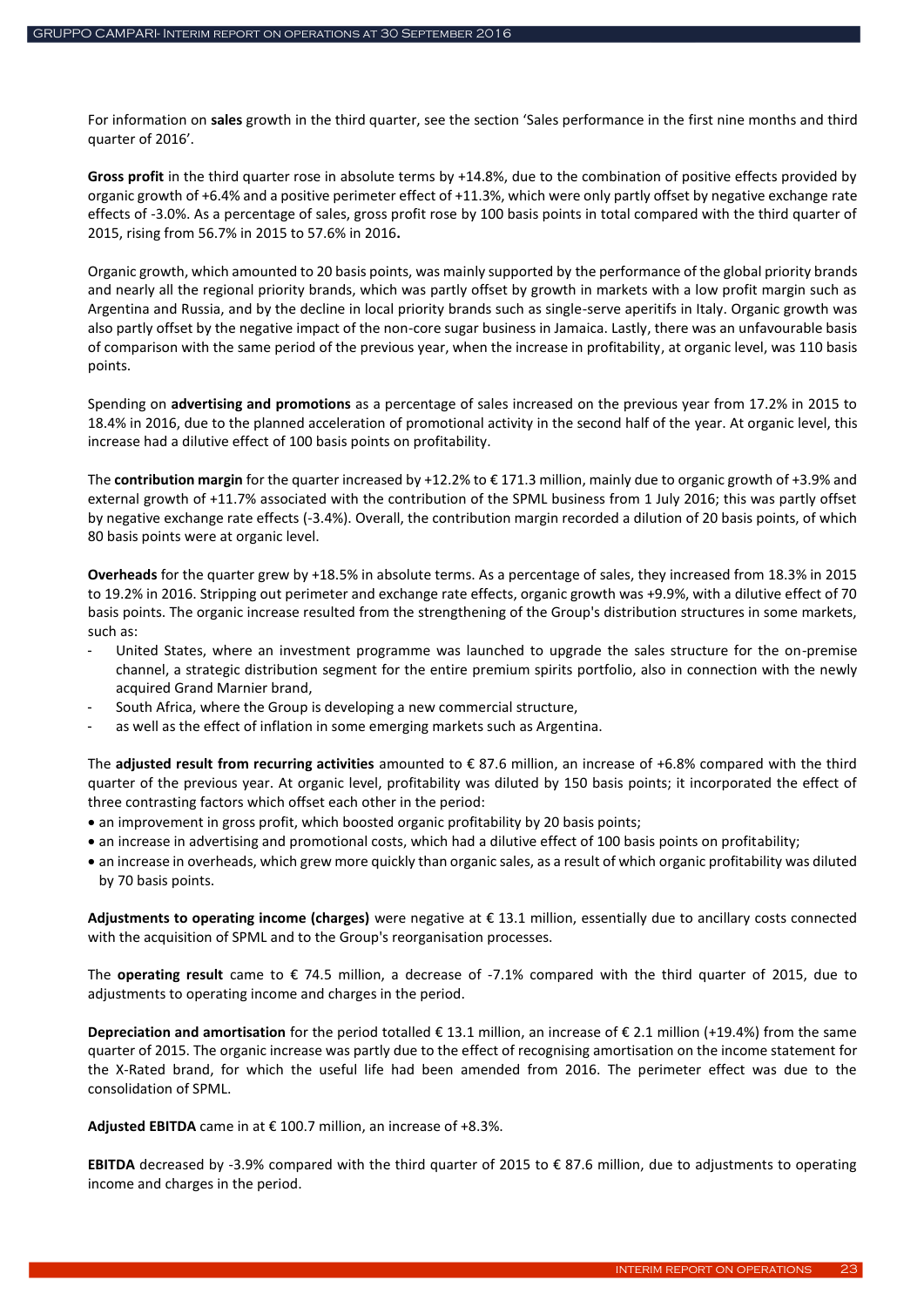For information on **sales** growth in the third quarter, see the section 'Sales performance in the first nine months and third quarter of 2016'.

**Gross profit** in the third quarter rose in absolute terms by +14.8%, due to the combination of positive effects provided by organic growth of +6.4% and a positive perimeter effect of +11.3%, which were only partly offset by negative exchange rate effects of -3.0%. As a percentage of sales, gross profit rose by 100 basis points in total compared with the third quarter of 2015, rising from 56.7% in 2015 to 57.6% in 2016**.**

Organic growth, which amounted to 20 basis points, was mainly supported by the performance of the global priority brands and nearly all the regional priority brands, which was partly offset by growth in markets with a low profit margin such as Argentina and Russia, and by the decline in local priority brands such as single-serve aperitifs in Italy. Organic growth was also partly offset by the negative impact of the non-core sugar business in Jamaica. Lastly, there was an unfavourable basis of comparison with the same period of the previous year, when the increase in profitability, at organic level, was 110 basis points.

Spending on **advertising and promotions** as a percentage of sales increased on the previous year from 17.2% in 2015 to 18.4% in 2016, due to the planned acceleration of promotional activity in the second half of the year. At organic level, this increase had a dilutive effect of 100 basis points on profitability.

The **contribution margin** for the quarter increased by +12.2% to € 171.3 million, mainly due to organic growth of +3.9% and external growth of +11.7% associated with the contribution of the SPML business from 1 July 2016; this was partly offset by negative exchange rate effects (-3.4%). Overall, the contribution margin recorded a dilution of 20 basis points, of which 80 basis points were at organic level.

**Overheads** for the quarter grew by +18.5% in absolute terms. As a percentage of sales, they increased from 18.3% in 2015 to 19.2% in 2016. Stripping out perimeter and exchange rate effects, organic growth was +9.9%, with a dilutive effect of 70 basis points. The organic increase resulted from the strengthening of the Group's distribution structures in some markets, such as:

- United States, where an investment programme was launched to upgrade the sales structure for the on-premise channel, a strategic distribution segment for the entire premium spirits portfolio, also in connection with the newly acquired Grand Marnier brand,
- South Africa, where the Group is developing a new commercial structure,
- as well as the effect of inflation in some emerging markets such as Argentina.

The **adjusted result from recurring activities** amounted to € 87.6 million, an increase of +6.8% compared with the third quarter of the previous year. At organic level, profitability was diluted by 150 basis points; it incorporated the effect of three contrasting factors which offset each other in the period:

- an improvement in gross profit, which boosted organic profitability by 20 basis points;
- an increase in advertising and promotional costs, which had a dilutive effect of 100 basis points on profitability;
- an increase in overheads, which grew more quickly than organic sales, as a result of which organic profitability was diluted by 70 basis points.

**Adjustments to operating income (charges)** were negative at € 13.1 million, essentially due to ancillary costs connected with the acquisition of SPML and to the Group's reorganisation processes.

The **operating result** came to € 74.5 million, a decrease of -7.1% compared with the third quarter of 2015, due to adjustments to operating income and charges in the period.

**Depreciation and amortisation** for the period totalled € 13.1 million, an increase of € 2.1 million (+19.4%) from the same quarter of 2015. The organic increase was partly due to the effect of recognising amortisation on the income statement for the X-Rated brand, for which the useful life had been amended from 2016. The perimeter effect was due to the consolidation of SPML.

**Adjusted EBITDA** came in at € 100.7 million, an increase of +8.3%.

**EBITDA** decreased by -3.9% compared with the third quarter of 2015 to € 87.6 million, due to adjustments to operating income and charges in the period.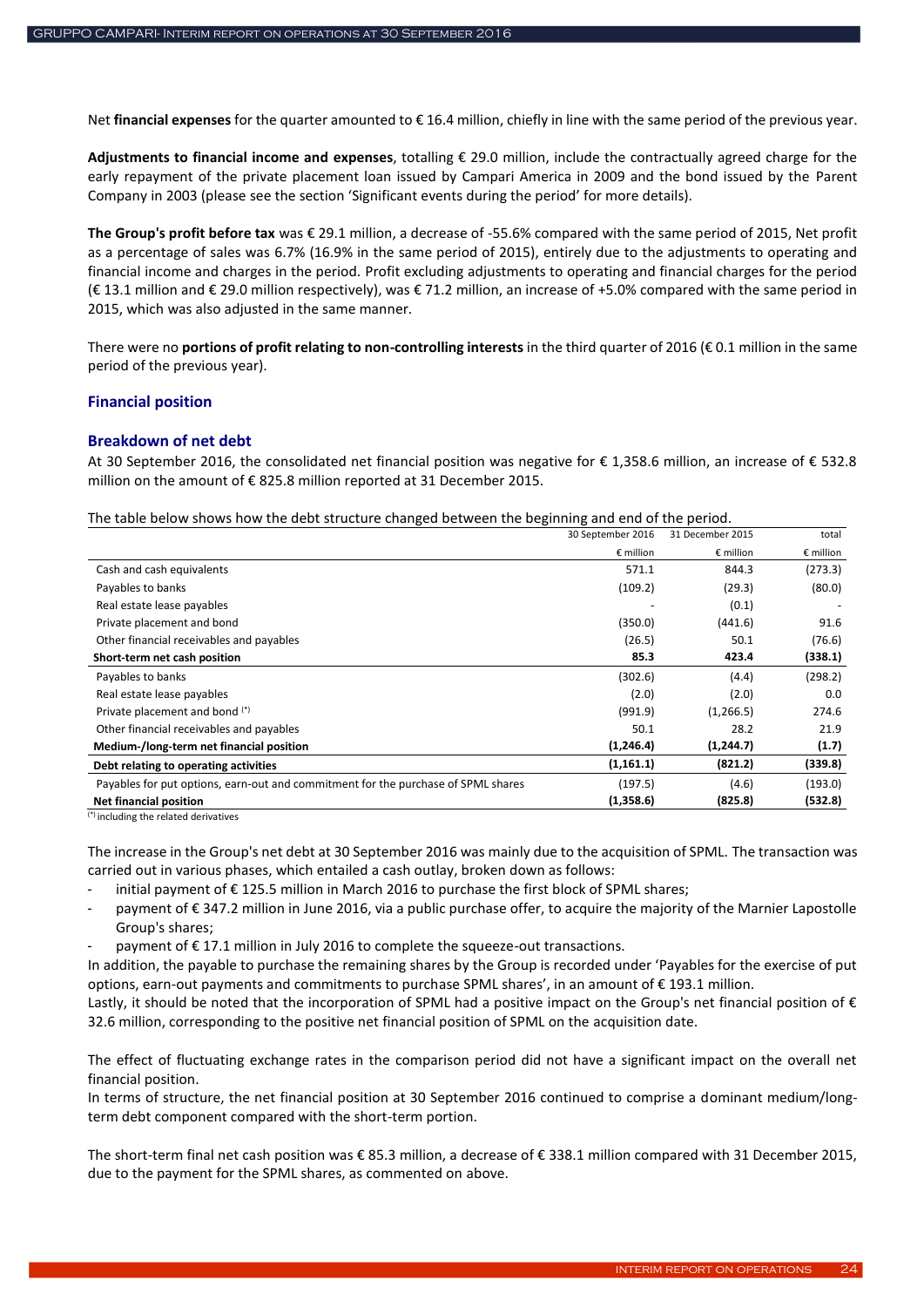Net **financial expenses** for the quarter amounted to € 16.4 million, chiefly in line with the same period of the previous year.

**Adjustments to financial income and expenses**, totalling € 29.0 million, include the contractually agreed charge for the early repayment of the private placement loan issued by Campari America in 2009 and the bond issued by the Parent Company in 2003 (please see the section 'Significant events during the period' for more details).

**The Group's profit before tax** was € 29.1 million, a decrease of -55.6% compared with the same period of 2015, Net profit as a percentage of sales was 6.7% (16.9% in the same period of 2015), entirely due to the adjustments to operating and financial income and charges in the period. Profit excluding adjustments to operating and financial charges for the period (€ 13.1 million and € 29.0 million respectively), was € 71.2 million, an increase of +5.0% compared with the same period in 2015, which was also adjusted in the same manner.

There were no **portions of profit relating to non-controlling interests** in the third quarter of 2016 (€ 0.1 million in the same period of the previous year).

## Financial position

### Breakdown of net debt

At 30 September 2016, the consolidated net financial position was negative for € 1,358.6 million, an increase of € 532.8 million on the amount of € 825.8 million reported at 31 December 2015.

The table below shows how the debt structure changed between the beginning and end of the period.

| | 30 September 2016 | 31 December 2015 | total |
|---|---|---|---|
| | € million | € million | € million |
| Cash and cash equivalents | 571.1 | 844.3 | (273.3) |
| Payables to banks | (109.2) | (29.3) | (80.0) |
| Real estate lease payables | - | (0.1) | - |
| Private placement and bond | (350.0) | (441.6) | 91.6 |
| Other financial receivables and payables | (26.5) | 50.1 | (76.6) |
| **Short-term net cash position** | **85.3** | **423.4** | **(338.1)** |
| Payables to banks | (302.6) | (4.4) | (298.2) |
| Real estate lease payables | (2.0) | (2.0) | 0.0 |
| Private placement and bond (*) | (991.9) | (1,266.5) | 274.6 |
| Other financial receivables and payables | 50.1 | 28.2 | 21.9 |
| **Medium-/long-term net financial position** | **(1,246.4)** | **(1,244.7)** | **(1.7)** |
| **Debt relating to operating activities** | **(1,161.1)** | **(821.2)** | **(339.8)** |
| Payables for put options, earn-out and commitment for the purchase of SPML shares | (197.5) | (4.6) | (193.0) |
| **Net financial position** | **(1,358.6)** | **(825.8)** | **(532.8)** |

(*) including the related derivatives

The increase in the Group's net debt at 30 September 2016 was mainly due to the acquisition of SPML. The transaction was carried out in various phases, which entailed a cash outlay, broken down as follows:

- initial payment of € 125.5 million in March 2016 to purchase the first block of SPML shares;
- payment of € 347.2 million in June 2016, via a public purchase offer, to acquire the majority of the Marnier Lapostolle Group's shares;
- payment of € 17.1 million in July 2016 to complete the squeeze-out transactions.

In addition, the payable to purchase the remaining shares by the Group is recorded under 'Payables for the exercise of put options, earn-out payments and commitments to purchase SPML shares', in an amount of € 193.1 million.
Lastly, it should be noted that the incorporation of SPML had a positive impact on the Group's net financial position of € 32.6 million, corresponding to the positive net financial position of SPML on the acquisition date.

The effect of fluctuating exchange rates in the comparison period did not have a significant impact on the overall net financial position.
In terms of structure, the net financial position at 30 September 2016 continued to comprise a dominant medium/long-term debt component compared with the short-term portion.

The short-term final net cash position was € 85.3 million, a decrease of € 338.1 million compared with 31 December 2015, due to the payment for the SPML shares, as commented on above.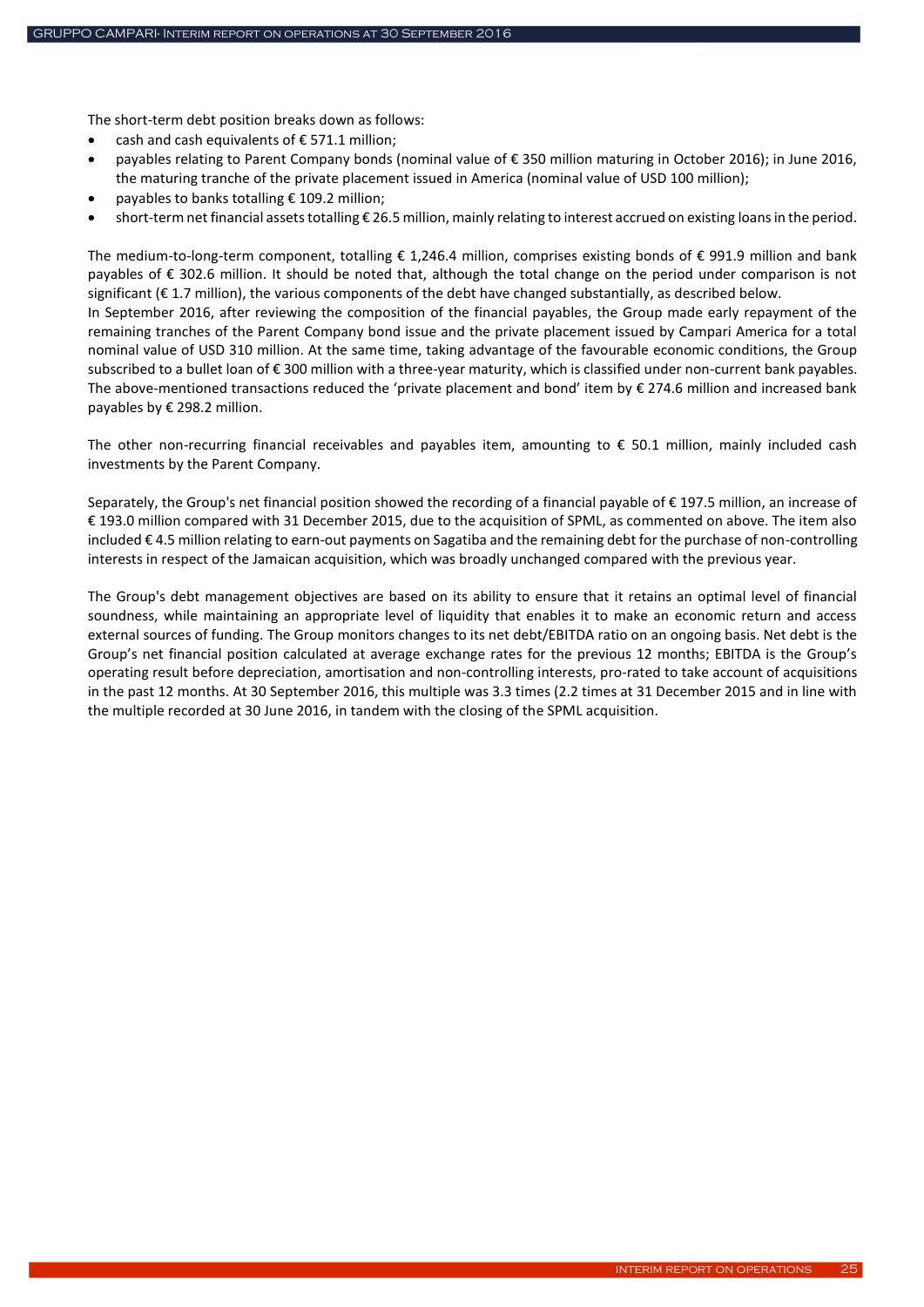The short-term debt position breaks down as follows:

- cash and cash equivalents of € 571.1 million;
- payables relating to Parent Company bonds (nominal value of € 350 million maturing in October 2016); in June 2016, the maturing tranche of the private placement issued in America (nominal value of USD 100 million);
- payables to banks totalling € 109.2 million;
- short-term net financial assets totalling € 26.5 million, mainly relating to interest accrued on existing loans in the period.

The medium-to-long-term component, totalling € 1,246.4 million, comprises existing bonds of € 991.9 million and bank payables of € 302.6 million. It should be noted that, although the total change on the period under comparison is not significant (€ 1.7 million), the various components of the debt have changed substantially, as described below.
In September 2016, after reviewing the composition of the financial payables, the Group made early repayment of the remaining tranches of the Parent Company bond issue and the private placement issued by Campari America for a total nominal value of USD 310 million. At the same time, taking advantage of the favourable economic conditions, the Group subscribed to a bullet loan of € 300 million with a three-year maturity, which is classified under non-current bank payables. The above-mentioned transactions reduced the 'private placement and bond' item by € 274.6 million and increased bank payables by € 298.2 million.

The other non-recurring financial receivables and payables item, amounting to € 50.1 million, mainly included cash investments by the Parent Company.

Separately, the Group's net financial position showed the recording of a financial payable of € 197.5 million, an increase of € 193.0 million compared with 31 December 2015, due to the acquisition of SPML, as commented on above. The item also included € 4.5 million relating to earn-out payments on Sagatiba and the remaining debt for the purchase of non-controlling interests in respect of the Jamaican acquisition, which was broadly unchanged compared with the previous year.

The Group's debt management objectives are based on its ability to ensure that it retains an optimal level of financial soundness, while maintaining an appropriate level of liquidity that enables it to make an economic return and access external sources of funding. The Group monitors changes to its net debt/EBITDA ratio on an ongoing basis. Net debt is the Group's net financial position calculated at average exchange rates for the previous 12 months; EBITDA is the Group's operating result before depreciation, amortisation and non-controlling interests, pro-rated to take account of acquisitions in the past 12 months. At 30 September 2016, this multiple was 3.3 times (2.2 times at 31 December 2015 and in line with the multiple recorded at 30 June 2016, in tandem with the closing of the SPML acquisition.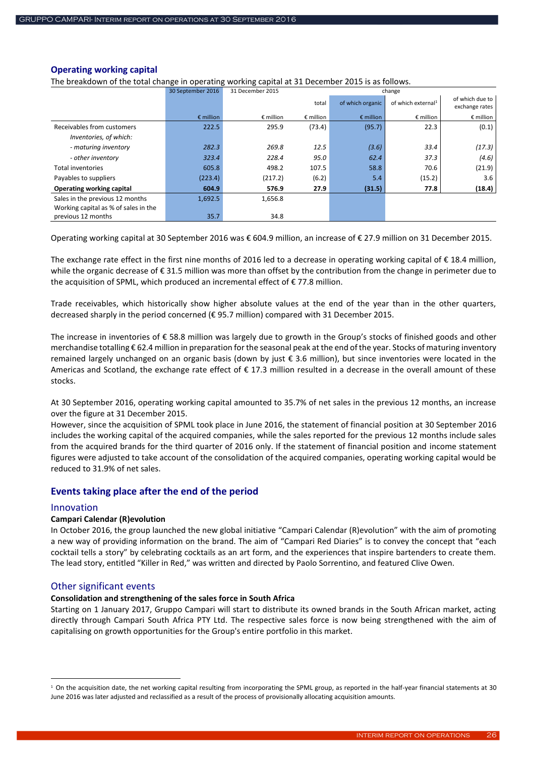## Operating working capital

The breakdown of the total change in operating working capital at 31 December 2015 is as follows.

| | 30 September 2016 | 31 December 2015 | change | | | |
|---|---|---|---|---|---|---|
| | | | total | of which organic | of which external[1] | of which due to exchange rates |
| | € million | € million | € million | € million | € million | € million |
| Receivables from customers | 222.5 | 295.9 | (73.4) | (95.7) | 22.3 | (0.1) |
| *Inventories, of which:* | | | | | | |
| *- maturing inventory* | *282.3* | *269.8* | *12.5* | *(3.6)* | *33.4* | *(17.3)* |
| *- other inventory* | *323.4* | *228.4* | *95.0* | *62.4* | *37.3* | *(4.6)* |
| Total inventories | 605.8 | 498.2 | 107.5 | 58.8 | 70.6 | (21.9) |
| Payables to suppliers | (223.4) | (217.2) | (6.2) | 5.4 | (15.2) | 3.6 |
| **Operating working capital** | **604.9** | **576.9** | **27.9** | **(31.5)** | **77.8** | **(18.4)** |
| Sales in the previous 12 months | 1,692.5 | 1,656.8 | | | | |
| Working capital as % of sales in the previous 12 months | 35.7 | 34.8 | | | | |

Operating working capital at 30 September 2016 was € 604.9 million, an increase of € 27.9 million on 31 December 2015.

The exchange rate effect in the first nine months of 2016 led to a decrease in operating working capital of € 18.4 million, while the organic decrease of € 31.5 million was more than offset by the contribution from the change in perimeter due to the acquisition of SPML, which produced an incremental effect of € 77.8 million.

Trade receivables, which historically show higher absolute values at the end of the year than in the other quarters, decreased sharply in the period concerned (€ 95.7 million) compared with 31 December 2015.

The increase in inventories of € 58.8 million was largely due to growth in the Group's stocks of finished goods and other merchandise totalling € 62.4 million in preparation for the seasonal peak at the end of the year. Stocks of maturing inventory remained largely unchanged on an organic basis (down by just € 3.6 million), but since inventories were located in the Americas and Scotland, the exchange rate effect of € 17.3 million resulted in a decrease in the overall amount of these stocks.

At 30 September 2016, operating working capital amounted to 35.7% of net sales in the previous 12 months, an increase over the figure at 31 December 2015.

However, since the acquisition of SPML took place in June 2016, the statement of financial position at 30 September 2016 includes the working capital of the acquired companies, while the sales reported for the previous 12 months include sales from the acquired brands for the third quarter of 2016 only. If the statement of financial position and income statement figures were adjusted to take account of the consolidation of the acquired companies, operating working capital would be reduced to 31.9% of net sales.

## Events taking place after the end of the period

### Innovation

**Campari Calendar (R)evolution**

In October 2016, the group launched the new global initiative "Campari Calendar (R)evolution" with the aim of promoting a new way of providing information on the brand. The aim of "Campari Red Diaries" is to convey the concept that "each cocktail tells a story" by celebrating cocktails as an art form, and the experiences that inspire bartenders to create them. The lead story, entitled "Killer in Red," was written and directed by Paolo Sorrentino, and featured Clive Owen.

### Other significant events

**Consolidation and strengthening of the sales force in South Africa**

Starting on 1 January 2017, Gruppo Campari will start to distribute its owned brands in the South African market, acting directly through Campari South Africa PTY Ltd. The respective sales force is now being strengthened with the aim of capitalising on growth opportunities for the Group's entire portfolio in this market.

[1] On the acquisition date, the net working capital resulting from incorporating the SPML group, as reported in the half-year financial statements at 30 June 2016 was later adjusted and reclassified as a result of the process of provisionally allocating acquisition amounts.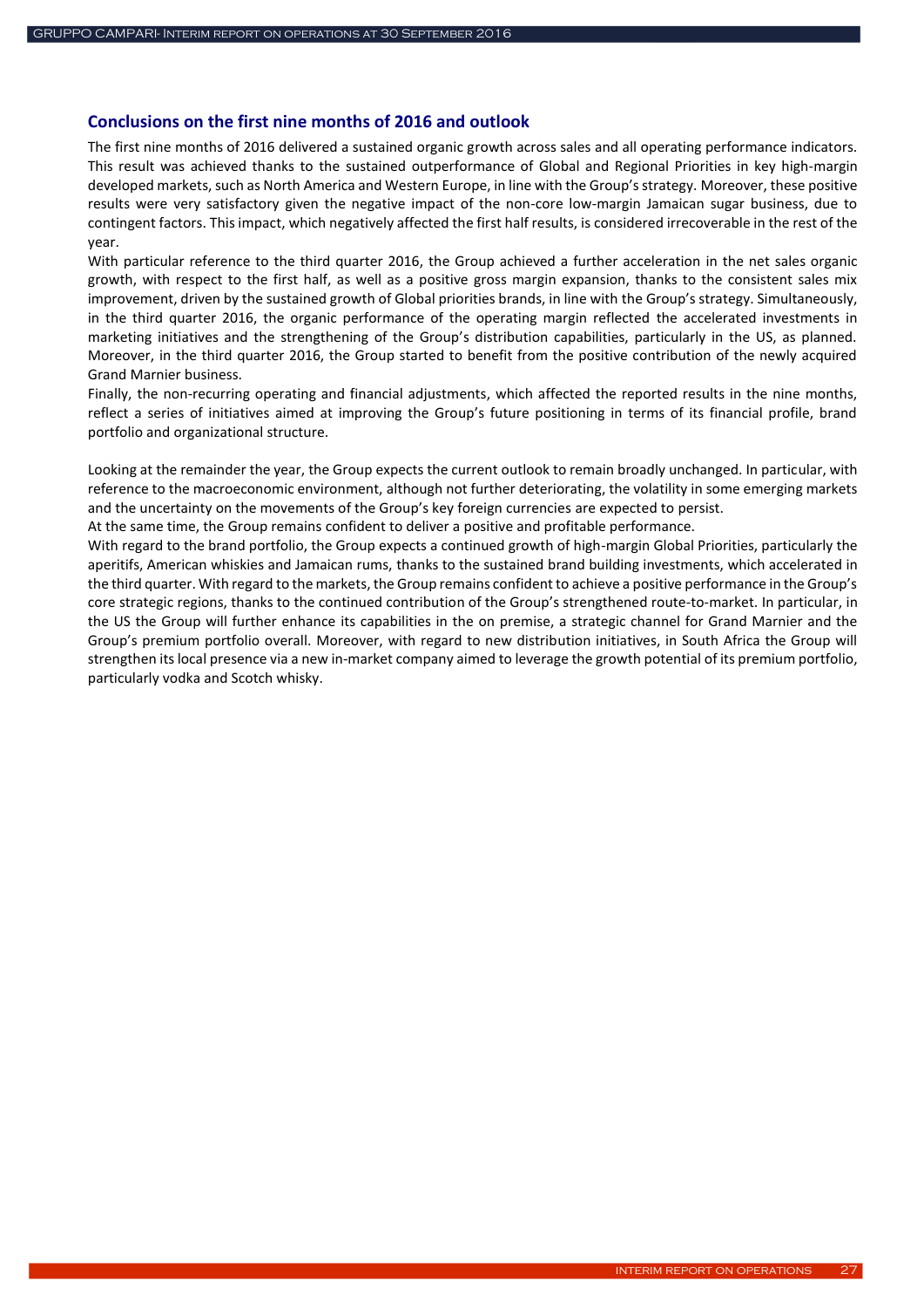## Conclusions on the first nine months of 2016 and outlook

The first nine months of 2016 delivered a sustained organic growth across sales and all operating performance indicators. This result was achieved thanks to the sustained outperformance of Global and Regional Priorities in key high-margin developed markets, such as North America and Western Europe, in line with the Group's strategy. Moreover, these positive results were very satisfactory given the negative impact of the non-core low-margin Jamaican sugar business, due to contingent factors. This impact, which negatively affected the first half results, is considered irrecoverable in the rest of the year.

With particular reference to the third quarter 2016, the Group achieved a further acceleration in the net sales organic growth, with respect to the first half, as well as a positive gross margin expansion, thanks to the consistent sales mix improvement, driven by the sustained growth of Global priorities brands, in line with the Group's strategy. Simultaneously, in the third quarter 2016, the organic performance of the operating margin reflected the accelerated investments in marketing initiatives and the strengthening of the Group's distribution capabilities, particularly in the US, as planned. Moreover, in the third quarter 2016, the Group started to benefit from the positive contribution of the newly acquired Grand Marnier business.

Finally, the non-recurring operating and financial adjustments, which affected the reported results in the nine months, reflect a series of initiatives aimed at improving the Group's future positioning in terms of its financial profile, brand portfolio and organizational structure.

Looking at the remainder the year, the Group expects the current outlook to remain broadly unchanged. In particular, with reference to the macroeconomic environment, although not further deteriorating, the volatility in some emerging markets and the uncertainty on the movements of the Group's key foreign currencies are expected to persist.

At the same time, the Group remains confident to deliver a positive and profitable performance.

With regard to the brand portfolio, the Group expects a continued growth of high-margin Global Priorities, particularly the aperitifs, American whiskies and Jamaican rums, thanks to the sustained brand building investments, which accelerated in the third quarter. With regard to the markets, the Group remains confident to achieve a positive performance in the Group's core strategic regions, thanks to the continued contribution of the Group's strengthened route-to-market. In particular, in the US the Group will further enhance its capabilities in the on premise, a strategic channel for Grand Marnier and the Group's premium portfolio overall. Moreover, with regard to new distribution initiatives, in South Africa the Group will strengthen its local presence via a new in-market company aimed to leverage the growth potential of its premium portfolio, particularly vodka and Scotch whisky.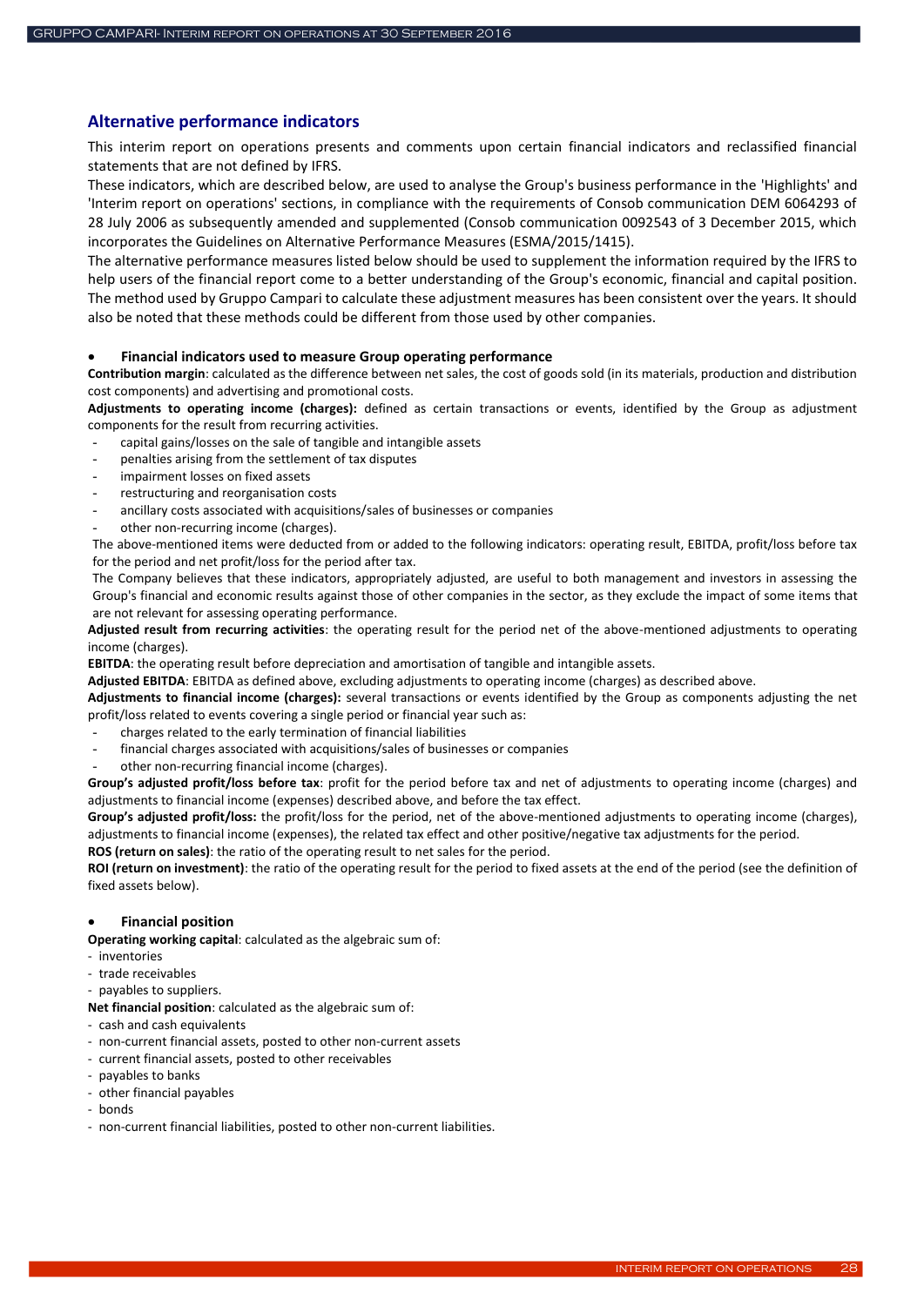## Alternative performance indicators

This interim report on operations presents and comments upon certain financial indicators and reclassified financial statements that are not defined by IFRS.

These indicators, which are described below, are used to analyse the Group's business performance in the 'Highlights' and 'Interim report on operations' sections, in compliance with the requirements of Consob communication DEM 6064293 of 28 July 2006 as subsequently amended and supplemented (Consob communication 0092543 of 3 December 2015, which incorporates the Guidelines on Alternative Performance Measures (ESMA/2015/1415).

The alternative performance measures listed below should be used to supplement the information required by the IFRS to help users of the financial report come to a better understanding of the Group's economic, financial and capital position. The method used by Gruppo Campari to calculate these adjustment measures has been consistent over the years. It should also be noted that these methods could be different from those used by other companies.

- **Financial indicators used to measure Group operating performance**

**Contribution margin**: calculated as the difference between net sales, the cost of goods sold (in its materials, production and distribution cost components) and advertising and promotional costs.

**Adjustments to operating income (charges):** defined as certain transactions or events, identified by the Group as adjustment components for the result from recurring activities.

- capital gains/losses on the sale of tangible and intangible assets
- penalties arising from the settlement of tax disputes
- impairment losses on fixed assets
- restructuring and reorganisation costs
- ancillary costs associated with acquisitions/sales of businesses or companies
- other non-recurring income (charges).

The above-mentioned items were deducted from or added to the following indicators: operating result, EBITDA, profit/loss before tax for the period and net profit/loss for the period after tax.

The Company believes that these indicators, appropriately adjusted, are useful to both management and investors in assessing the Group's financial and economic results against those of other companies in the sector, as they exclude the impact of some items that are not relevant for assessing operating performance.

**Adjusted result from recurring activities**: the operating result for the period net of the above-mentioned adjustments to operating income (charges).

**EBITDA**: the operating result before depreciation and amortisation of tangible and intangible assets.

**Adjusted EBITDA**: EBITDA as defined above, excluding adjustments to operating income (charges) as described above.

**Adjustments to financial income (charges):** several transactions or events identified by the Group as components adjusting the net profit/loss related to events covering a single period or financial year such as:

- charges related to the early termination of financial liabilities
- financial charges associated with acquisitions/sales of businesses or companies
- other non-recurring financial income (charges).

**Group's adjusted profit/loss before tax**: profit for the period before tax and net of adjustments to operating income (charges) and adjustments to financial income (expenses) described above, and before the tax effect.

**Group's adjusted profit/loss:** the profit/loss for the period, net of the above-mentioned adjustments to operating income (charges), adjustments to financial income (expenses), the related tax effect and other positive/negative tax adjustments for the period.

**ROS (return on sales)**: the ratio of the operating result to net sales for the period.

**ROI (return on investment)**: the ratio of the operating result for the period to fixed assets at the end of the period (see the definition of fixed assets below).

- **Financial position**

**Operating working capital**: calculated as the algebraic sum of:

- inventories
- trade receivables
- payables to suppliers.

**Net financial position**: calculated as the algebraic sum of:

- cash and cash equivalents
- non-current financial assets, posted to other non-current assets
- current financial assets, posted to other receivables
- payables to banks
- other financial payables
- bonds
- non-current financial liabilities, posted to other non-current liabilities.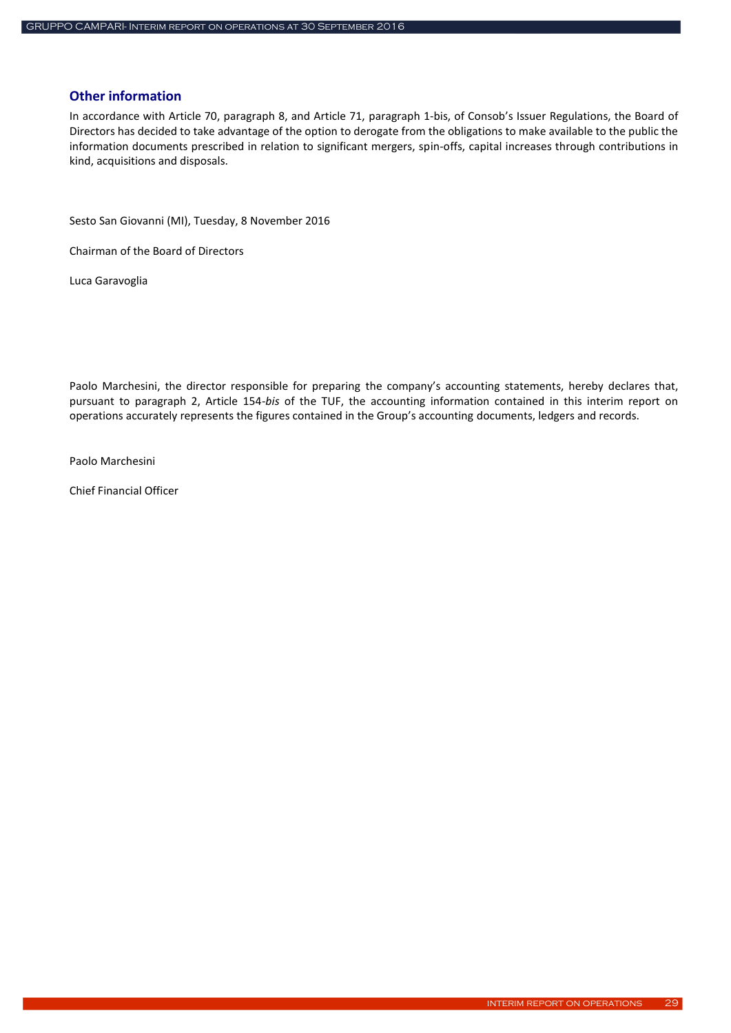## Other information

In accordance with Article 70, paragraph 8, and Article 71, paragraph 1-bis, of Consob's Issuer Regulations, the Board of Directors has decided to take advantage of the option to derogate from the obligations to make available to the public the information documents prescribed in relation to significant mergers, spin-offs, capital increases through contributions in kind, acquisitions and disposals.

Sesto San Giovanni (MI), Tuesday, 8 November 2016

Chairman of the Board of Directors

Luca Garavoglia

Paolo Marchesini, the director responsible for preparing the company's accounting statements, hereby declares that, pursuant to paragraph 2, Article 154-*bis* of the TUF, the accounting information contained in this interim report on operations accurately represents the figures contained in the Group's accounting documents, ledgers and records.

Paolo Marchesini

Chief Financial Officer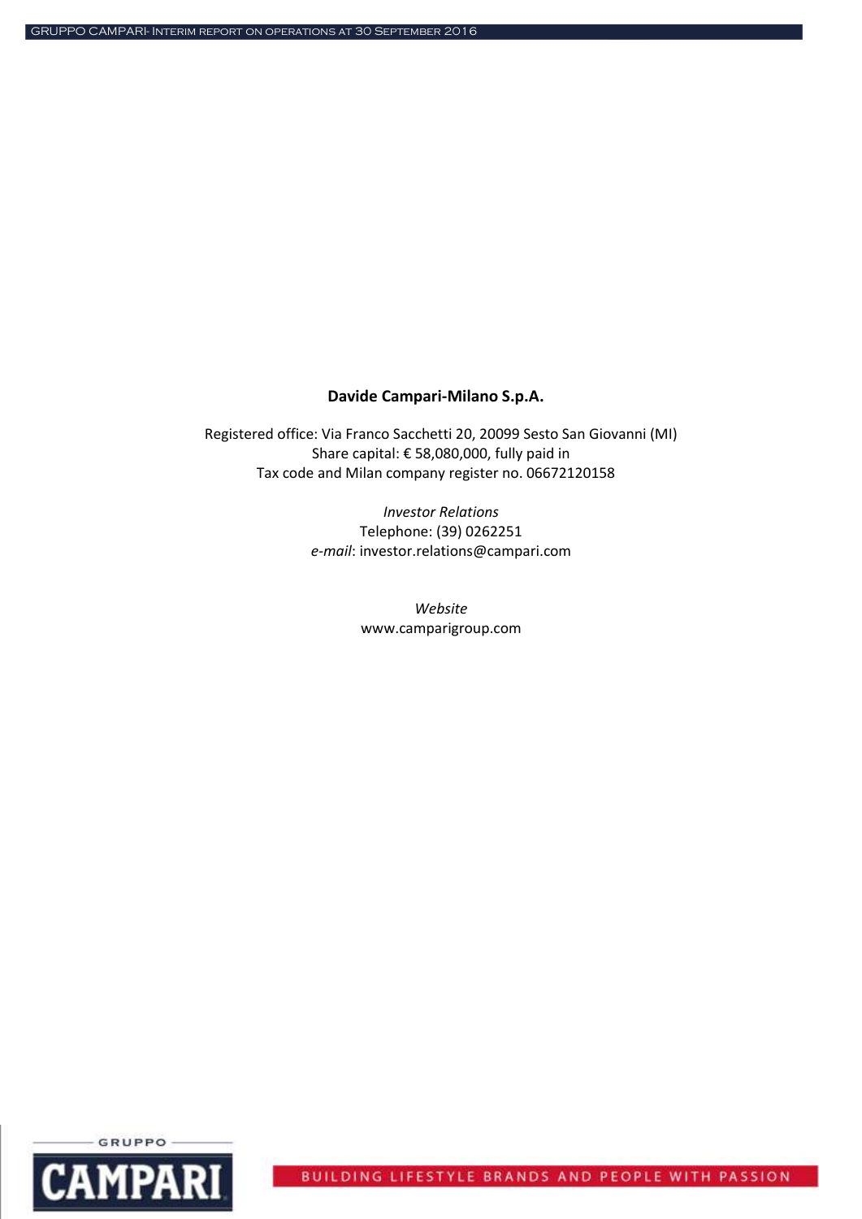**Davide Campari-Milano S.p.A.**

Registered office: Via Franco Sacchetti 20, 20099 Sesto San Giovanni (MI)
Share capital: € 58,080,000, fully paid in
Tax code and Milan company register no. 06672120158

*Investor Relations*
Telephone: (39) 0262251
*e-mail*: investor.relations@campari.com

*Website*
www.camparigroup.com

GRUPPO CAMPARI

BUILDING LIFESTYLE BRANDS AND PEOPLE WITH PASSION